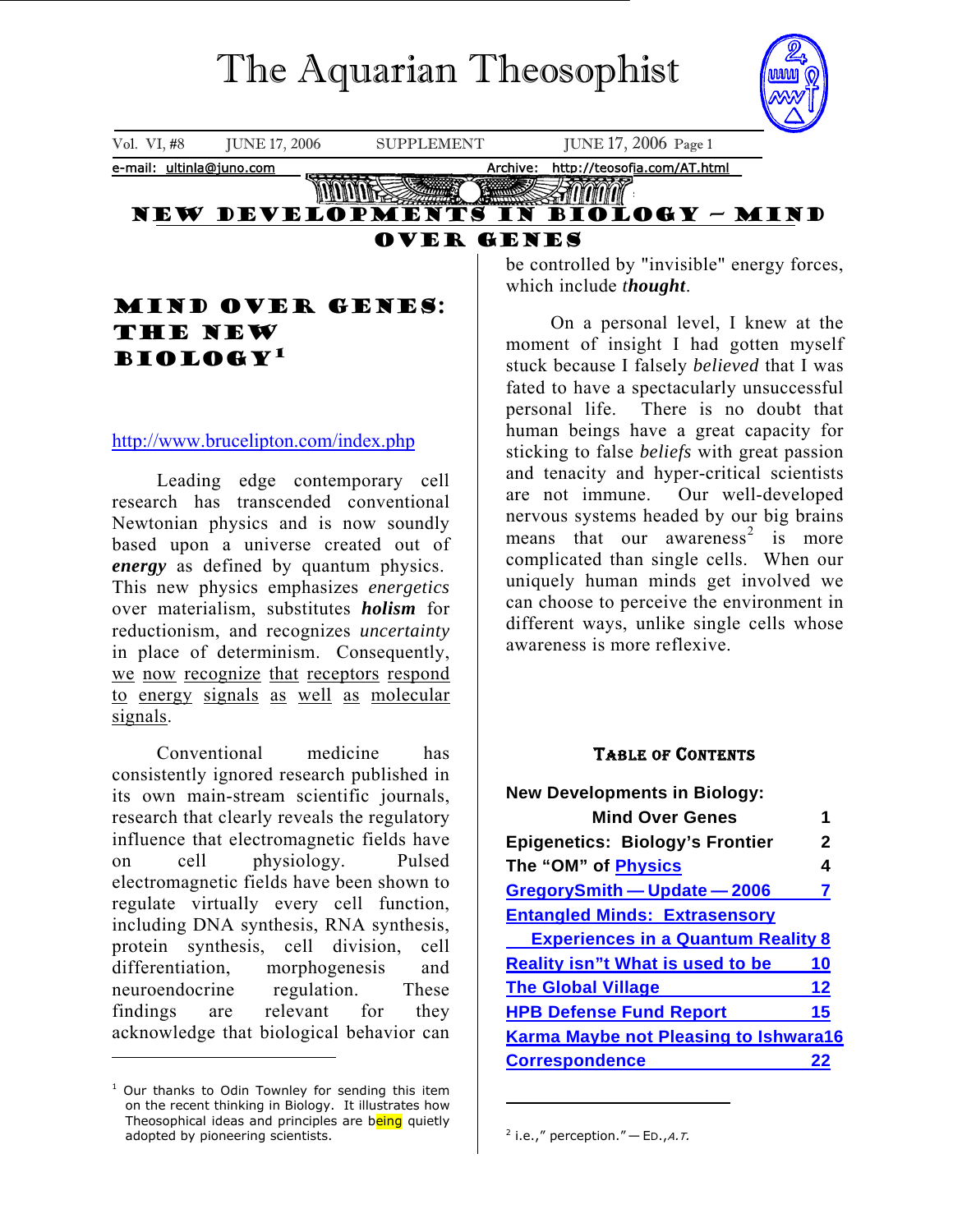# The Aquarian Theosophist

Vol. VI, #8 JUNE 17, 2006 SUPPLEMENT JUNE 17, 2006

e-mail: ultinla@juno.com Archive: http://teosofia.com/AT.html

# NEW DEVELOPMENTS IN BIOLOGY – MIND OVER GENES

## MIND OVER GENES: THE NEW BIOLOGY[1]

http://www.brucelipton.com/index.php

Leading edge contemporary cell research has transcended conventional Newtonian physics and is now soundly based upon a universe created out of ***energy*** as defined by quantum physics. This new physics emphasizes *energetics* over materialism, substitutes ***holism*** for reductionism, and recognizes *uncertainty* in place of determinism. Consequently, we now recognize that receptors respond to energy signals as well as molecular signals.

Conventional medicine has consistently ignored research published in its own main-stream scientific journals, research that clearly reveals the regulatory influence that electromagnetic fields have on cell physiology. Pulsed electromagnetic fields have been shown to regulate virtually every cell function, including DNA synthesis, RNA synthesis, protein synthesis, cell division, cell differentiation, morphogenesis and neuroendocrine regulation. These findings are relevant for they acknowledge that biological behavior can be controlled by "invisible" energy forces, which include ***thought***.

On a personal level, I knew at the moment of insight I had gotten myself stuck because I falsely *believed* that I was fated to have a spectacularly unsuccessful personal life. There is no doubt that human beings have a great capacity for sticking to false *beliefs* with great passion and tenacity and hyper-critical scientists are not immune. Our well-developed nervous systems headed by our big brains means that our awareness[2] is more complicated than single cells. When our uniquely human minds get involved we can choose to perceive the environment in different ways, unlike single cells whose awareness is more reflexive.

### TABLE OF CONTENTS

| | |
|---|---|
| New Developments in Biology: Mind Over Genes | 1 |
| Epigenetics: Biology's Frontier | 2 |
| The "OM" of Physics | 4 |
| GregorySmith — Update — 2006 | 7 |
| Entangled Minds: Extrasensory Experiences in a Quantum Reality | 8 |
| Reality isn"t What is used to be | 10 |
| The Global Village | 12 |
| HPB Defense Fund Report | 15 |
| Karma Maybe not Pleasing to Ishwara | 16 |
| Correspondence | 22 |

---

[1] Our thanks to Odin Townley for sending this item on the recent thinking in Biology. It illustrates how Theosophical ideas and principles are being quietly adopted by pioneering scientists.

[2] i.e.," perception." — ED., *A.T.*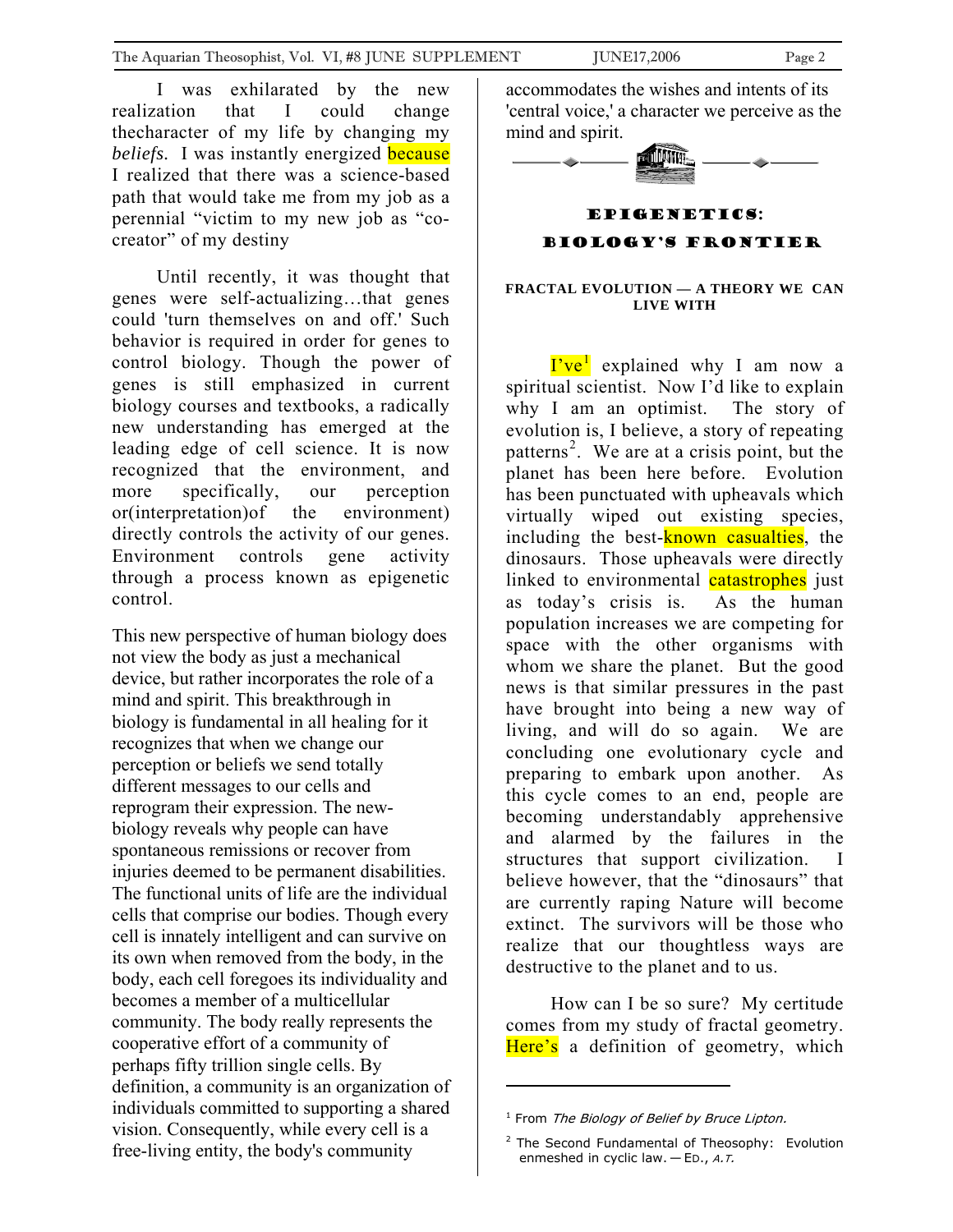I was exhilarated by the new realization that I could change thecharacter of my life by changing my *beliefs.* I was instantly energized because I realized that there was a science-based path that would take me from my job as a perennial "victim to my new job as "co-creator" of my destiny

Until recently, it was thought that genes were self-actualizing…that genes could 'turn themselves on and off.' Such behavior is required in order for genes to control biology. Though the power of genes is still emphasized in current biology courses and textbooks, a radically new understanding has emerged at the leading edge of cell science. It is now recognized that the environment, and more specifically, our perception or(interpretation)of the environment) directly controls the activity of our genes. Environment controls gene activity through a process known as epigenetic control.

This new perspective of human biology does not view the body as just a mechanical device, but rather incorporates the role of a mind and spirit. This breakthrough in biology is fundamental in all healing for it recognizes that when we change our perception or beliefs we send totally different messages to our cells and reprogram their expression. The new-biology reveals why people can have spontaneous remissions or recover from injuries deemed to be permanent disabilities. The functional units of life are the individual cells that comprise our bodies. Though every cell is innately intelligent and can survive on its own when removed from the body, in the body, each cell foregoes its individuality and becomes a member of a multicellular community. The body really represents the cooperative effort of a community of perhaps fifty trillion single cells. By definition, a community is an organization of individuals committed to supporting a shared vision. Consequently, while every cell is a free-living entity, the body's community accommodates the wishes and intents of its 'central voice,' a character we perceive as the mind and spirit.

## EPIGENETICS: BIOLOGY'S FRONTIER

**FRACTAL EVOLUTION — A THEORY WE CAN LIVE WITH**

I've[1] explained why I am now a spiritual scientist. Now I'd like to explain why I am an optimist. The story of evolution is, I believe, a story of repeating patterns[2]. We are at a crisis point, but the planet has been here before. Evolution has been punctuated with upheavals which virtually wiped out existing species, including the best-known casualties, the dinosaurs. Those upheavals were directly linked to environmental catastrophes just as today's crisis is. As the human population increases we are competing for space with the other organisms with whom we share the planet. But the good news is that similar pressures in the past have brought into being a new way of living, and will do so again. We are concluding one evolutionary cycle and preparing to embark upon another. As this cycle comes to an end, people are becoming understandably apprehensive and alarmed by the failures in the structures that support civilization. I believe however, that the "dinosaurs" that are currently raping Nature will become extinct. The survivors will be those who realize that our thoughtless ways are destructive to the planet and to us.

How can I be so sure? My certitude comes from my study of fractal geometry. Here's a definition of geometry, which

---

[1] From *The Biology of Belief by Bruce Lipton.*

[2] The Second Fundamental of Theosophy: Evolution enmeshed in cyclic law. — ED., *A.T.*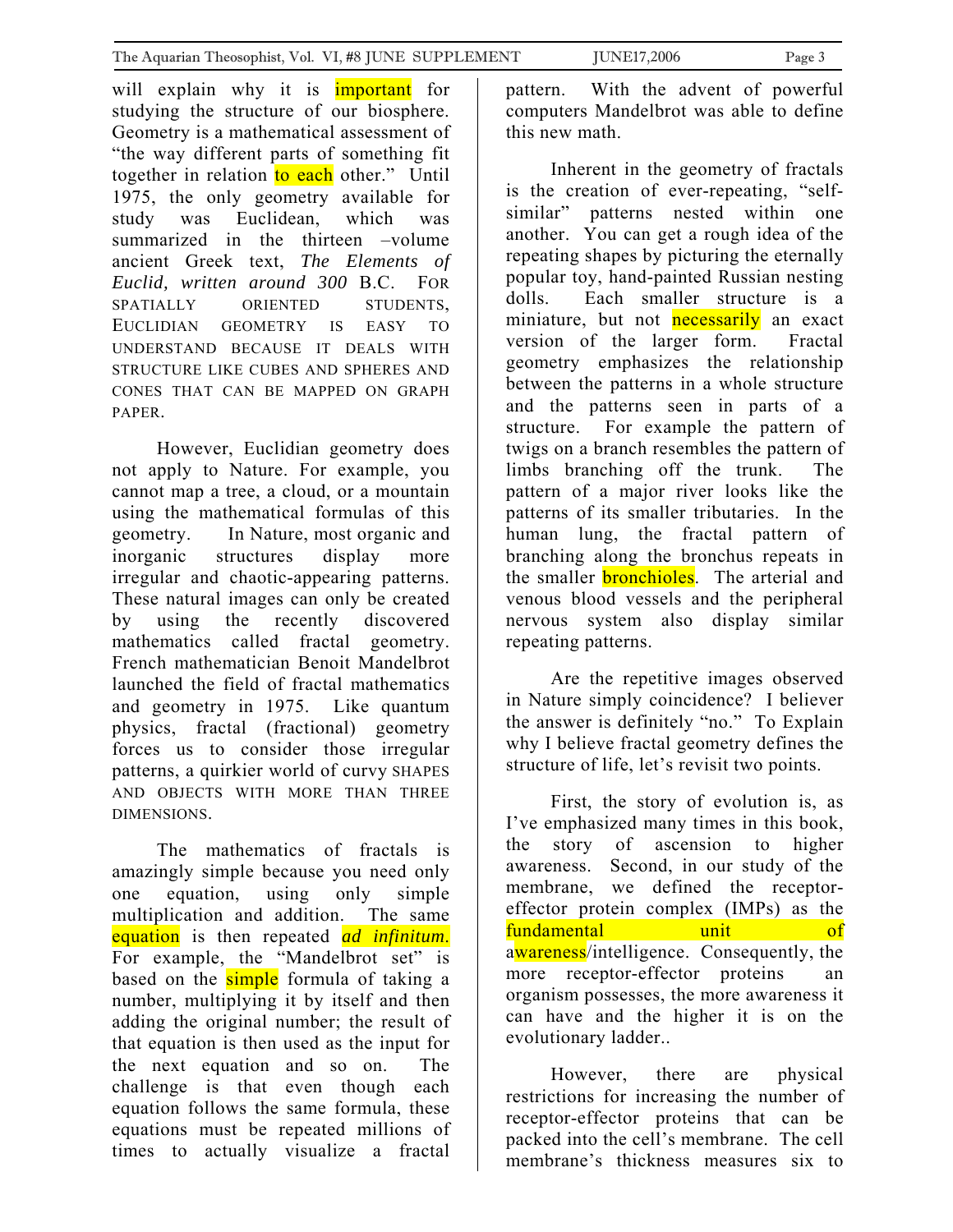will explain why it is important for studying the structure of our biosphere. Geometry is a mathematical assessment of "the way different parts of something fit together in relation to each other." Until 1975, the only geometry available for study was Euclidean, which was summarized in the thirteen –volume ancient Greek text, *The Elements of Euclid, written around 300* B.C. FOR SPATIALLY ORIENTED STUDENTS, EUCLIDIAN GEOMETRY IS EASY TO UNDERSTAND BECAUSE IT DEALS WITH STRUCTURE LIKE CUBES AND SPHERES AND CONES THAT CAN BE MAPPED ON GRAPH PAPER.

However, Euclidian geometry does not apply to Nature. For example, you cannot map a tree, a cloud, or a mountain using the mathematical formulas of this geometry. In Nature, most organic and inorganic structures display more irregular and chaotic-appearing patterns. These natural images can only be created by using the recently discovered mathematics called fractal geometry. French mathematician Benoit Mandelbrot launched the field of fractal mathematics and geometry in 1975. Like quantum physics, fractal (fractional) geometry forces us to consider those irregular patterns, a quirkier world of curvy SHAPES AND OBJECTS WITH MORE THAN THREE DIMENSIONS.

The mathematics of fractals is amazingly simple because you need only one equation, using only simple multiplication and addition. The same equation is then repeated *ad infinitum*. For example, the "Mandelbrot set" is based on the simple formula of taking a number, multiplying it by itself and then adding the original number; the result of that equation is then used as the input for the next equation and so on. The challenge is that even though each equation follows the same formula, these equations must be repeated millions of times to actually visualize a fractal pattern. With the advent of powerful computers Mandelbrot was able to define this new math.

Inherent in the geometry of fractals is the creation of ever-repeating, "self-similar" patterns nested within one another. You can get a rough idea of the repeating shapes by picturing the eternally popular toy, hand-painted Russian nesting dolls. Each smaller structure is a miniature, but not necessarily an exact version of the larger form. Fractal geometry emphasizes the relationship between the patterns in a whole structure and the patterns seen in parts of a structure. For example the pattern of twigs on a branch resembles the pattern of limbs branching off the trunk. The pattern of a major river looks like the patterns of its smaller tributaries. In the human lung, the fractal pattern of branching along the bronchus repeats in the smaller bronchioles. The arterial and venous blood vessels and the peripheral nervous system also display similar repeating patterns.

Are the repetitive images observed in Nature simply coincidence? I believer the answer is definitely "no." To Explain why I believe fractal geometry defines the structure of life, let's revisit two points.

First, the story of evolution is, as I've emphasized many times in this book, the story of ascension to higher awareness. Second, in our study of the membrane, we defined the receptor-effector protein complex (IMPs) as the fundamental unit of awareness/intelligence. Consequently, the more receptor-effector proteins an organism possesses, the more awareness it can have and the higher it is on the evolutionary ladder..

However, there are physical restrictions for increasing the number of receptor-effector proteins that can be packed into the cell's membrane. The cell membrane's thickness measures six to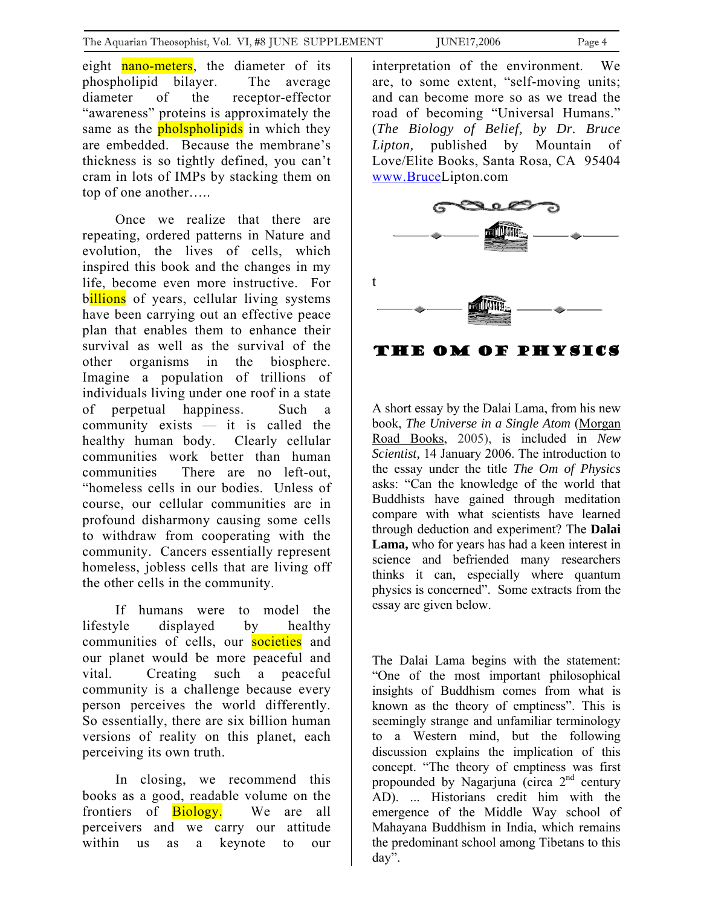eight nano-meters, the diameter of its phospholipid bilayer. The average diameter of the receptor-effector "awareness" proteins is approximately the same as the pholspholipids in which they are embedded. Because the membrane's thickness is so tightly defined, you can't cram in lots of IMPs by stacking them on top of one another…..

Once we realize that there are repeating, ordered patterns in Nature and evolution, the lives of cells, which inspired this book and the changes in my life, become even more instructive. For billions of years, cellular living systems have been carrying out an effective peace plan that enables them to enhance their survival as well as the survival of the other organisms in the biosphere. Imagine a population of trillions of individuals living under one roof in a state of perpetual happiness. Such a community exists — it is called the healthy human body. Clearly cellular communities work better than human communities There are no left-out, "homeless cells in our bodies. Unless of course, our cellular communities are in profound disharmony causing some cells to withdraw from cooperating with the community. Cancers essentially represent homeless, jobless cells that are living off the other cells in the community.

If humans were to model the lifestyle displayed by healthy communities of cells, our societies and our planet would be more peaceful and vital. Creating such a peaceful community is a challenge because every person perceives the world differently. So essentially, there are six billion human versions of reality on this planet, each perceiving its own truth.

In closing, we recommend this books as a good, readable volume on the frontiers of Biology. We are all perceivers and we carry our attitude within us as a keynote to our interpretation of the environment. We are, to some extent, "self-moving units; and can become more so as we tread the road of becoming "Universal Humans." (*The Biology of Belief, by Dr. Bruce Lipton,* published by Mountain of Love/Elite Books, Santa Rosa, CA 95404 www.BruceLipton.com

t

# THE OM OF PHYSICS

A short essay by the Dalai Lama, from his new book, *The Universe in a Single Atom* (Morgan Road Books, 2005), is included in *New Scientist,* 14 January 2006. The introduction to the essay under the title *The Om of Physics* asks: "Can the knowledge of the world that Buddhists have gained through meditation compare with what scientists have learned through deduction and experiment? The **Dalai Lama,** who for years has had a keen interest in science and befriended many researchers thinks it can, especially where quantum physics is concerned". Some extracts from the essay are given below.

The Dalai Lama begins with the statement: "One of the most important philosophical insights of Buddhism comes from what is known as the theory of emptiness". This is seemingly strange and unfamiliar terminology to a Western mind, but the following discussion explains the implication of this concept. "The theory of emptiness was first propounded by Nagarjuna (circa 2nd century AD). ... Historians credit him with the emergence of the Middle Way school of Mahayana Buddhism in India, which remains the predominant school among Tibetans to this day".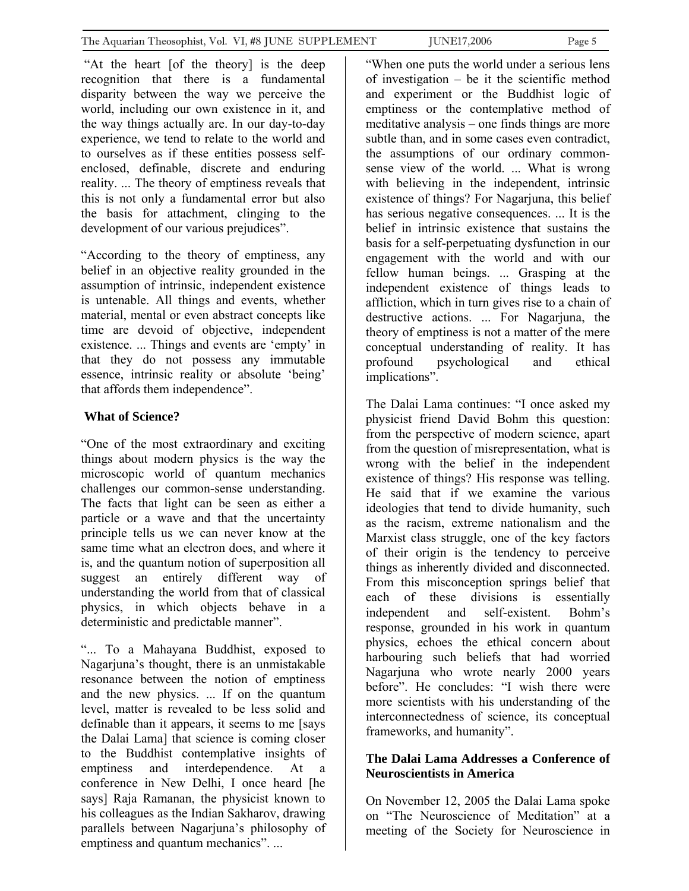"At the heart [of the theory] is the deep recognition that there is a fundamental disparity between the way we perceive the world, including our own existence in it, and the way things actually are. In our day-to-day experience, we tend to relate to the world and to ourselves as if these entities possess self-enclosed, definable, discrete and enduring reality. ... The theory of emptiness reveals that this is not only a fundamental error but also the basis for attachment, clinging to the development of our various prejudices".

"According to the theory of emptiness, any belief in an objective reality grounded in the assumption of intrinsic, independent existence is untenable. All things and events, whether material, mental or even abstract concepts like time are devoid of objective, independent existence. ... Things and events are 'empty' in that they do not possess any immutable essence, intrinsic reality or absolute 'being' that affords them independence".

**What of Science?**

"One of the most extraordinary and exciting things about modern physics is the way the microscopic world of quantum mechanics challenges our common-sense understanding. The facts that light can be seen as either a particle or a wave and that the uncertainty principle tells us we can never know at the same time what an electron does, and where it is, and the quantum notion of superposition all suggest an entirely different way of understanding the world from that of classical physics, in which objects behave in a deterministic and predictable manner".

"... To a Mahayana Buddhist, exposed to Nagarjuna's thought, there is an unmistakable resonance between the notion of emptiness and the new physics. ... If on the quantum level, matter is revealed to be less solid and definable than it appears, it seems to me [says the Dalai Lama] that science is coming closer to the Buddhist contemplative insights of emptiness and interdependence. At a conference in New Delhi, I once heard [he says] Raja Ramanan, the physicist known to his colleagues as the Indian Sakharov, drawing parallels between Nagarjuna's philosophy of emptiness and quantum mechanics". ...

"When one puts the world under a serious lens of investigation – be it the scientific method and experiment or the Buddhist logic of emptiness or the contemplative method of meditative analysis – one finds things are more subtle than, and in some cases even contradict, the assumptions of our ordinary common-sense view of the world. ... What is wrong with believing in the independent, intrinsic existence of things? For Nagarjuna, this belief has serious negative consequences. ... It is the belief in intrinsic existence that sustains the basis for a self-perpetuating dysfunction in our engagement with the world and with our fellow human beings. ... Grasping at the independent existence of things leads to affliction, which in turn gives rise to a chain of destructive actions. ... For Nagarjuna, the theory of emptiness is not a matter of the mere conceptual understanding of reality. It has profound psychological and ethical implications".

The Dalai Lama continues: "I once asked my physicist friend David Bohm this question: from the perspective of modern science, apart from the question of misrepresentation, what is wrong with the belief in the independent existence of things? His response was telling. He said that if we examine the various ideologies that tend to divide humanity, such as the racism, extreme nationalism and the Marxist class struggle, one of the key factors of their origin is the tendency to perceive things as inherently divided and disconnected. From this misconception springs belief that each of these divisions is essentially independent and self-existent. Bohm's response, grounded in his work in quantum physics, echoes the ethical concern about harbouring such beliefs that had worried Nagarjuna who wrote nearly 2000 years before". He concludes: "I wish there were more scientists with his understanding of the interconnectedness of science, its conceptual frameworks, and humanity".

**The Dalai Lama Addresses a Conference of Neuroscientists in America**

On November 12, 2005 the Dalai Lama spoke on "The Neuroscience of Meditation" at a meeting of the Society for Neuroscience in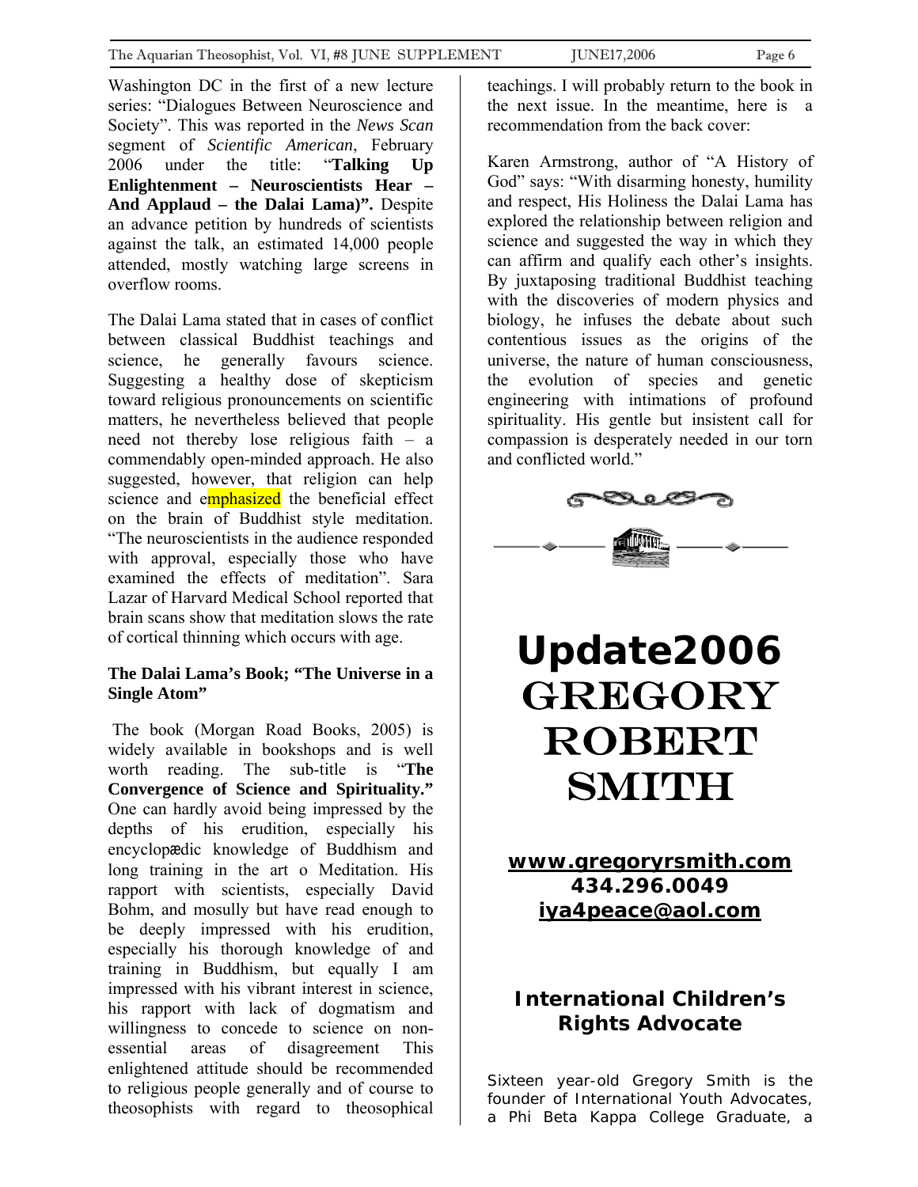Washington DC in the first of a new lecture series: "Dialogues Between Neuroscience and Society". This was reported in the *News Scan* segment of *Scientific American*, February 2006 under the title: "**Talking Up Enlightenment – Neuroscientists Hear – And Applaud – the Dalai Lama)".** Despite an advance petition by hundreds of scientists against the talk, an estimated 14,000 people attended, mostly watching large screens in overflow rooms.

The Dalai Lama stated that in cases of conflict between classical Buddhist teachings and science, he generally favours science. Suggesting a healthy dose of skepticism toward religious pronouncements on scientific matters, he nevertheless believed that people need not thereby lose religious faith – a commendably open-minded approach. He also suggested, however, that religion can help science and emphasized the beneficial effect on the brain of Buddhist style meditation. "The neuroscientists in the audience responded with approval, especially those who have examined the effects of meditation". Sara Lazar of Harvard Medical School reported that brain scans show that meditation slows the rate of cortical thinning which occurs with age.

**The Dalai Lama's Book; "The Universe in a Single Atom"**

The book (Morgan Road Books, 2005) is widely available in bookshops and is well worth reading. The sub-title is "**The Convergence of Science and Spirituality."** One can hardly avoid being impressed by the depths of his erudition, especially his encyclopædic knowledge of Buddhism and long training in the art o Meditation. His rapport with scientists, especially David Bohm, and mosully but have read enough to be deeply impressed with his erudition, especially his thorough knowledge of and training in Buddhism, but equally I am impressed with his vibrant interest in science, his rapport with lack of dogmatism and willingness to concede to science on non-essential areas of disagreement This enlightened attitude should be recommended to religious people generally and of course to theosophists with regard to theosophical teachings. I will probably return to the book in the next issue. In the meantime, here is a recommendation from the back cover:

Karen Armstrong, author of "A History of God" says: "With disarming honesty, humility and respect, His Holiness the Dalai Lama has explored the relationship between religion and science and suggested the way in which they can affirm and qualify each other's insights. By juxtaposing traditional Buddhist teaching with the discoveries of modern physics and biology, he infuses the debate about such contentious issues as the origins of the universe, the nature of human consciousness, the evolution of species and genetic engineering with intimations of profound spirituality. His gentle but insistent call for compassion is desperately needed in our torn and conflicted world."

# Update2006 GREGORY ROBERT SMITH

**www.gregoryrsmith.com**
**434.296.0049**
**iya4peace@aol.com**

## International Children's Rights Advocate

Sixteen year-old Gregory Smith is the founder of International Youth Advocates, a Phi Beta Kappa College Graduate, a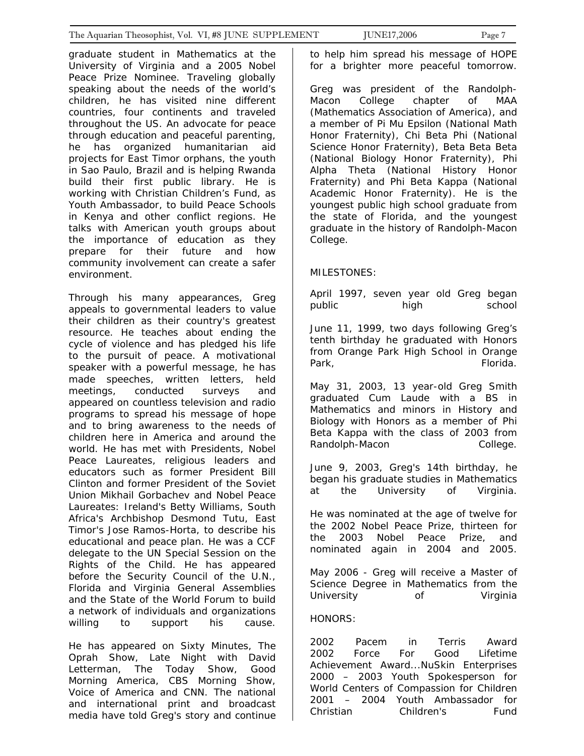graduate student in Mathematics at the University of Virginia and a 2005 Nobel Peace Prize Nominee. Traveling globally speaking about the needs of the world's children, he has visited nine different countries, four continents and traveled throughout the US. An advocate for peace through education and peaceful parenting, he has organized humanitarian aid projects for East Timor orphans, the youth in Sao Paulo, Brazil and is helping Rwanda build their first public library. He is working with Christian Children's Fund, as Youth Ambassador, to build Peace Schools in Kenya and other conflict regions. He talks with American youth groups about the importance of education as they prepare for their future and how community involvement can create a safer environment.

Through his many appearances, Greg appeals to governmental leaders to value their children as their country's greatest resource. He teaches about ending the cycle of violence and has pledged his life to the pursuit of peace. A motivational speaker with a powerful message, he has made speeches, written letters, held meetings, conducted surveys and appeared on countless television and radio programs to spread his message of hope and to bring awareness to the needs of children here in America and around the world. He has met with Presidents, Nobel Peace Laureates, religious leaders and educators such as former President Bill Clinton and former President of the Soviet Union Mikhail Gorbachev and Nobel Peace Laureates: Ireland's Betty Williams, South Africa's Archbishop Desmond Tutu, East Timor's Jose Ramos-Horta, to describe his educational and peace plan. He was a CCF delegate to the UN Special Session on the Rights of the Child. He has appeared before the Security Council of the U.N., Florida and Virginia General Assemblies and the State of the World Forum to build a network of individuals and organizations willing to support his cause.

He has appeared on Sixty Minutes, The Oprah Show, Late Night with David Letterman, The Today Show, Good Morning America, CBS Morning Show, Voice of America and CNN. The national and international print and broadcast media have told Greg's story and continue to help him spread his message of HOPE for a brighter more peaceful tomorrow.

Greg was president of the Randolph-Macon College chapter of MAA (Mathematics Association of America), and a member of Pi Mu Epsilon (National Math Honor Fraternity), Chi Beta Phi (National Science Honor Fraternity), Beta Beta Beta (National Biology Honor Fraternity), Phi Alpha Theta (National History Honor Fraternity) and Phi Beta Kappa (National Academic Honor Fraternity). He is the youngest public high school graduate from the state of Florida, and the youngest graduate in the history of Randolph-Macon College.

MILESTONES:

April 1997, seven year old Greg began public high school

June 11, 1999, two days following Greg's tenth birthday he graduated with Honors from Orange Park High School in Orange Park, Florida.

May 31, 2003, 13 year-old Greg Smith graduated Cum Laude with a BS in Mathematics and minors in History and Biology with Honors as a member of Phi Beta Kappa with the class of 2003 from Randolph-Macon College.

June 9, 2003, Greg's 14th birthday, he began his graduate studies in Mathematics at the University of Virginia.

He was nominated at the age of twelve for the 2002 Nobel Peace Prize, thirteen for the 2003 Nobel Peace Prize, and nominated again in 2004 and 2005.

May 2006 - Greg will receive a Master of Science Degree in Mathematics from the University of Virginia

HONORS:

2002 Pacem in Terris Award
2002 Force For Good Lifetime Achievement Award...NuSkin Enterprises
2000 – 2003 Youth Spokesperson for World Centers of Compassion for Children
2001 – 2004 Youth Ambassador for Christian Children's Fund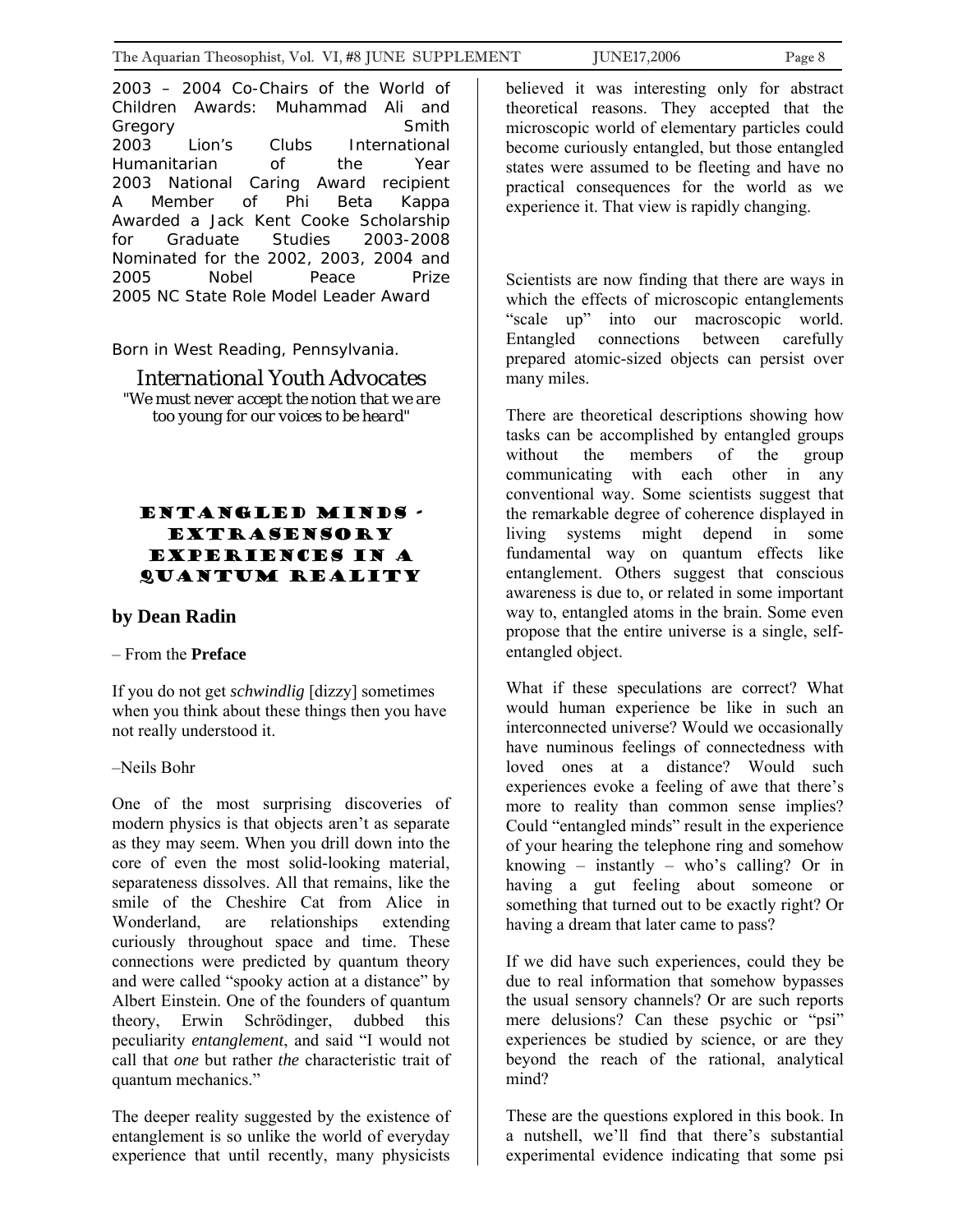2003 – 2004 Co-Chairs of the World of Children Awards: Muhammad Ali and Gregory Smith
2003 Lion's Clubs International Humanitarian of the Year
2003 National Caring Award recipient
A Member of Phi Beta Kappa
Awarded a Jack Kent Cooke Scholarship for Graduate Studies 2003-2008
Nominated for the 2002, 2003, 2004 and 2005 Nobel Peace Prize
2005 NC State Role Model Leader Award

Born in West Reading, Pennsylvania.

*International Youth Advocates*
*"We must never accept the notion that we are too young for our voices to be heard"*

# ENTANGLED MINDS - EXTRASENSORY EXPERIENCES IN A QUANTUM REALITY

## by Dean Radin

– From the **Preface**

If you do not get *schwindlig* [dizzy] sometimes when you think about these things then you have not really understood it.

–Neils Bohr

One of the most surprising discoveries of modern physics is that objects aren't as separate as they may seem. When you drill down into the core of even the most solid-looking material, separateness dissolves. All that remains, like the smile of the Cheshire Cat from Alice in Wonderland, are relationships extending curiously throughout space and time. These connections were predicted by quantum theory and were called "spooky action at a distance" by Albert Einstein. One of the founders of quantum theory, Erwin Schrödinger, dubbed this peculiarity *entanglement*, and said "I would not call that *one* but rather *the* characteristic trait of quantum mechanics."

The deeper reality suggested by the existence of entanglement is so unlike the world of everyday experience that until recently, many physicists believed it was interesting only for abstract theoretical reasons. They accepted that the microscopic world of elementary particles could become curiously entangled, but those entangled states were assumed to be fleeting and have no practical consequences for the world as we experience it. That view is rapidly changing.

Scientists are now finding that there are ways in which the effects of microscopic entanglements "scale up" into our macroscopic world. Entangled connections between carefully prepared atomic-sized objects can persist over many miles.

There are theoretical descriptions showing how tasks can be accomplished by entangled groups without the members of the group communicating with each other in any conventional way. Some scientists suggest that the remarkable degree of coherence displayed in living systems might depend in some fundamental way on quantum effects like entanglement. Others suggest that conscious awareness is due to, or related in some important way to, entangled atoms in the brain. Some even propose that the entire universe is a single, self-entangled object.

What if these speculations are correct? What would human experience be like in such an interconnected universe? Would we occasionally have numinous feelings of connectedness with loved ones at a distance? Would such experiences evoke a feeling of awe that there's more to reality than common sense implies? Could "entangled minds" result in the experience of your hearing the telephone ring and somehow knowing – instantly – who's calling? Or in having a gut feeling about someone or something that turned out to be exactly right? Or having a dream that later came to pass?

If we did have such experiences, could they be due to real information that somehow bypasses the usual sensory channels? Or are such reports mere delusions? Can these psychic or "psi" experiences be studied by science, or are they beyond the reach of the rational, analytical mind?

These are the questions explored in this book. In a nutshell, we'll find that there's substantial experimental evidence indicating that some psi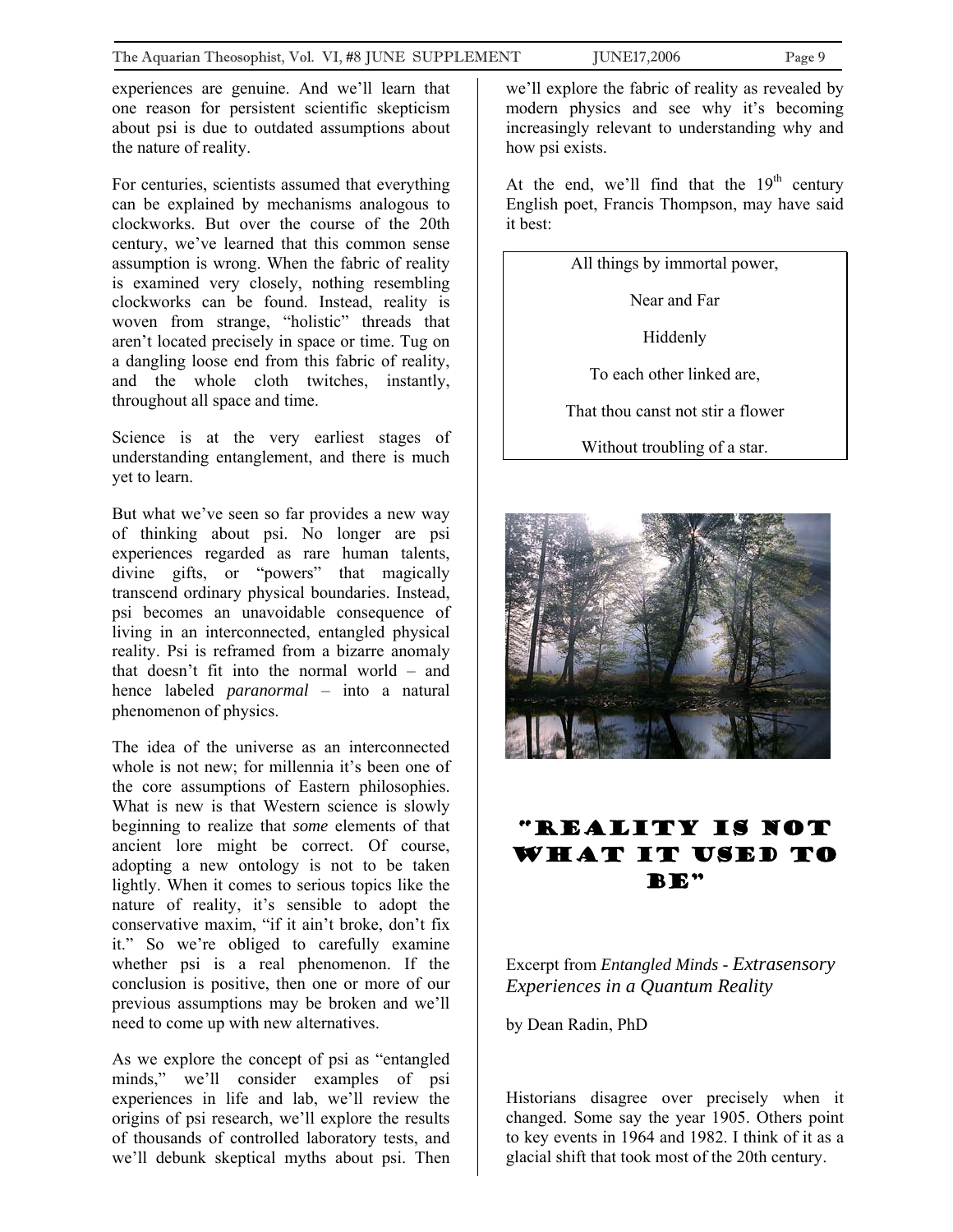experiences are genuine. And we'll learn that one reason for persistent scientific skepticism about psi is due to outdated assumptions about the nature of reality.

For centuries, scientists assumed that everything can be explained by mechanisms analogous to clockworks. But over the course of the 20th century, we've learned that this common sense assumption is wrong. When the fabric of reality is examined very closely, nothing resembling clockworks can be found. Instead, reality is woven from strange, "holistic" threads that aren't located precisely in space or time. Tug on a dangling loose end from this fabric of reality, and the whole cloth twitches, instantly, throughout all space and time.

Science is at the very earliest stages of understanding entanglement, and there is much yet to learn.

But what we've seen so far provides a new way of thinking about psi. No longer are psi experiences regarded as rare human talents, divine gifts, or "powers" that magically transcend ordinary physical boundaries. Instead, psi becomes an unavoidable consequence of living in an interconnected, entangled physical reality. Psi is reframed from a bizarre anomaly that doesn't fit into the normal world – and hence labeled *paranormal* – into a natural phenomenon of physics.

The idea of the universe as an interconnected whole is not new; for millennia it's been one of the core assumptions of Eastern philosophies. What is new is that Western science is slowly beginning to realize that *some* elements of that ancient lore might be correct. Of course, adopting a new ontology is not to be taken lightly. When it comes to serious topics like the nature of reality, it's sensible to adopt the conservative maxim, "if it ain't broke, don't fix it." So we're obliged to carefully examine whether psi is a real phenomenon. If the conclusion is positive, then one or more of our previous assumptions may be broken and we'll need to come up with new alternatives.

As we explore the concept of psi as "entangled minds," we'll consider examples of psi experiences in life and lab, we'll review the origins of psi research, we'll explore the results of thousands of controlled laboratory tests, and we'll debunk skeptical myths about psi. Then we'll explore the fabric of reality as revealed by modern physics and see why it's becoming increasingly relevant to understanding why and how psi exists.

At the end, we'll find that the 19th century English poet, Francis Thompson, may have said it best:

> All things by immortal power,
>
> Near and Far
>
> Hiddenly
>
> To each other linked are,
>
> That thou canst not stir a flower
>
> Without troubling of a star.

# "REALITY IS NOT WHAT IT USED TO BE"

Excerpt from *Entangled Minds - Extrasensory Experiences in a Quantum Reality*

by Dean Radin, PhD

Historians disagree over precisely when it changed. Some say the year 1905. Others point to key events in 1964 and 1982. I think of it as a glacial shift that took most of the 20th century.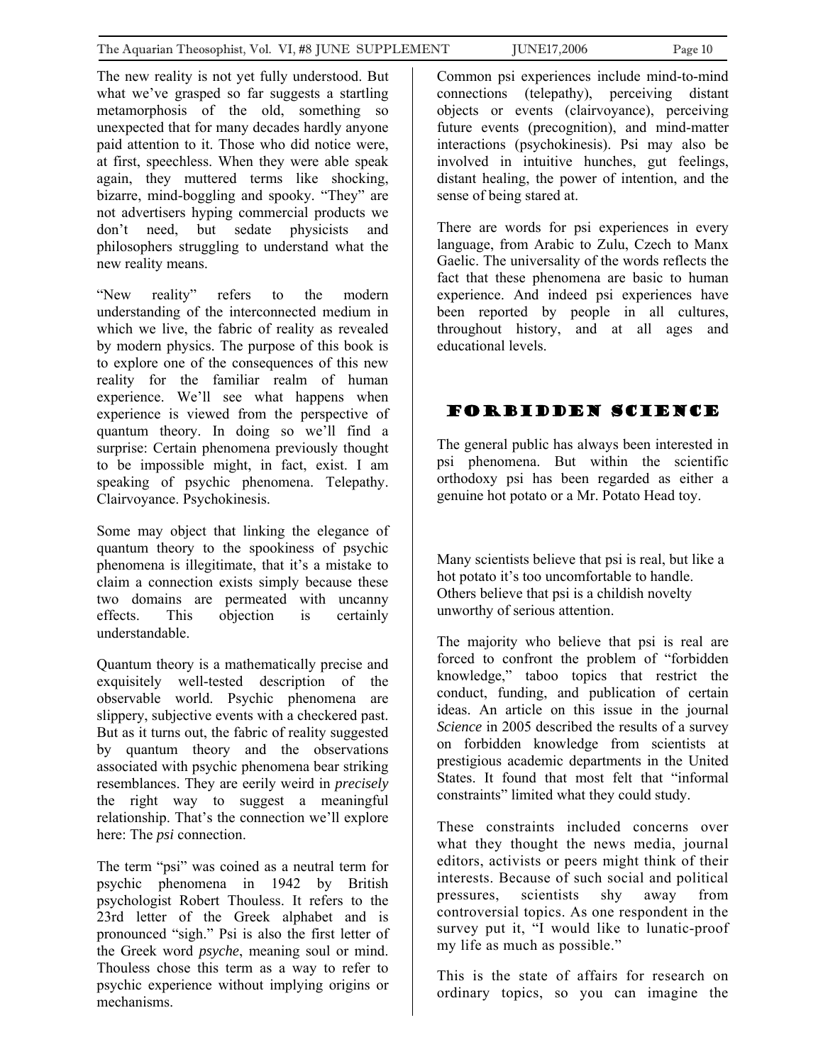The new reality is not yet fully understood. But what we've grasped so far suggests a startling metamorphosis of the old, something so unexpected that for many decades hardly anyone paid attention to it. Those who did notice were, at first, speechless. When they were able speak again, they muttered terms like shocking, bizarre, mind-boggling and spooky. "They" are not advertisers hyping commercial products we don't need, but sedate physicists and philosophers struggling to understand what the new reality means.

"New reality" refers to the modern understanding of the interconnected medium in which we live, the fabric of reality as revealed by modern physics. The purpose of this book is to explore one of the consequences of this new reality for the familiar realm of human experience. We'll see what happens when experience is viewed from the perspective of quantum theory. In doing so we'll find a surprise: Certain phenomena previously thought to be impossible might, in fact, exist. I am speaking of psychic phenomena. Telepathy. Clairvoyance. Psychokinesis.

Some may object that linking the elegance of quantum theory to the spookiness of psychic phenomena is illegitimate, that it's a mistake to claim a connection exists simply because these two domains are permeated with uncanny effects. This objection is certainly understandable.

Quantum theory is a mathematically precise and exquisitely well-tested description of the observable world. Psychic phenomena are slippery, subjective events with a checkered past. But as it turns out, the fabric of reality suggested by quantum theory and the observations associated with psychic phenomena bear striking resemblances. They are eerily weird in *precisely* the right way to suggest a meaningful relationship. That's the connection we'll explore here: The *psi* connection.

The term "psi" was coined as a neutral term for psychic phenomena in 1942 by British psychologist Robert Thouless. It refers to the 23rd letter of the Greek alphabet and is pronounced "sigh." Psi is also the first letter of the Greek word *psyche*, meaning soul or mind. Thouless chose this term as a way to refer to psychic experience without implying origins or mechanisms.

Common psi experiences include mind-to-mind connections (telepathy), perceiving distant objects or events (clairvoyance), perceiving future events (precognition), and mind-matter interactions (psychokinesis). Psi may also be involved in intuitive hunches, gut feelings, distant healing, the power of intention, and the sense of being stared at.

There are words for psi experiences in every language, from Arabic to Zulu, Czech to Manx Gaelic. The universality of the words reflects the fact that these phenomena are basic to human experience. And indeed psi experiences have been reported by people in all cultures, throughout history, and at all ages and educational levels.

## FORBIDDEN SCIENCE

The general public has always been interested in psi phenomena. But within the scientific orthodoxy psi has been regarded as either a genuine hot potato or a Mr. Potato Head toy.

Many scientists believe that psi is real, but like a hot potato it's too uncomfortable to handle. Others believe that psi is a childish novelty unworthy of serious attention.

The majority who believe that psi is real are forced to confront the problem of "forbidden knowledge," taboo topics that restrict the conduct, funding, and publication of certain ideas. An article on this issue in the journal *Science* in 2005 described the results of a survey on forbidden knowledge from scientists at prestigious academic departments in the United States. It found that most felt that "informal constraints" limited what they could study.

These constraints included concerns over what they thought the news media, journal editors, activists or peers might think of their interests. Because of such social and political pressures, scientists shy away from controversial topics. As one respondent in the survey put it, "I would like to lunatic-proof my life as much as possible."

This is the state of affairs for research on ordinary topics, so you can imagine the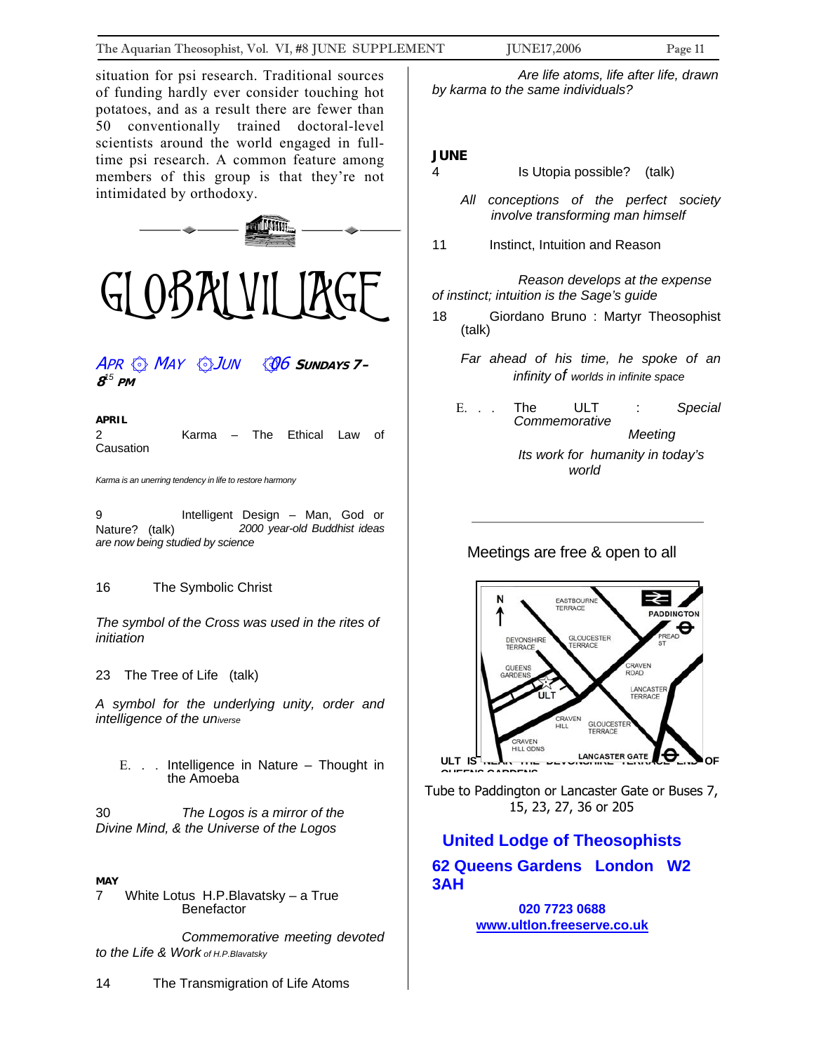situation for psi research. Traditional sources of funding hardly ever consider touching hot potatoes, and as a result there are fewer than 50 conventionally trained doctoral-level scientists around the world engaged in full-time psi research. A common feature among members of this group is that they're not intimidated by orthodoxy.

# GLOBAL VILLAGE

*APR ◈ MAY ◈ JUN ◈ 06* **SUNDAYS 7–8[15] PM**

**APRIL**

2 Karma – The Ethical Law of Causation

*Karma is an unerring tendency in life to restore harmony*

9 Intelligent Design – Man, God or Nature? (talk) *2000 year-old Buddhist ideas are now being studied by science*

16 The Symbolic Christ

*The symbol of the Cross was used in the rites of initiation*

23 The Tree of Life (talk)

*A symbol for the underlying unity, order and intelligence of the universe*

E. . . Intelligence in Nature – Thought in the Amoeba

30 *The Logos is a mirror of the Divine Mind, & the Universe of the Logos*

**MAY**

7 White Lotus H.P.Blavatsky – a True Benefactor

*Commemorative meeting devoted to the Life & Work of H.P.Blavatsky*

14 The Transmigration of Life Atoms

*Are life atoms, life after life, drawn by karma to the same individuals?*

**JUNE**

4 Is Utopia possible? (talk)

*All conceptions of the perfect society involve transforming man himself*

11 Instinct, Intuition and Reason

*Reason develops at the expense of instinct; intuition is the Sage's guide*

18 Giordano Bruno : Martyr Theosophist (talk)

*Far ahead of his time, he spoke of an infinity of worlds in infinite space*

E. . . The ULT : *Special Commemorative Meeting*

*Its work for humanity in today's world*

---

Meetings are free & open to all

ULT IS NEAR THE DEVONSHIRE TERRACE END OF QUEENS GARDENS

Tube to Paddington or Lancaster Gate or Buses 7, 15, 23, 27, 36 or 205

**United Lodge of Theosophists**

**62 Queens Gardens London W2 3AH**

**020 7723 0688**
**www.ultlon.freeserve.co.uk**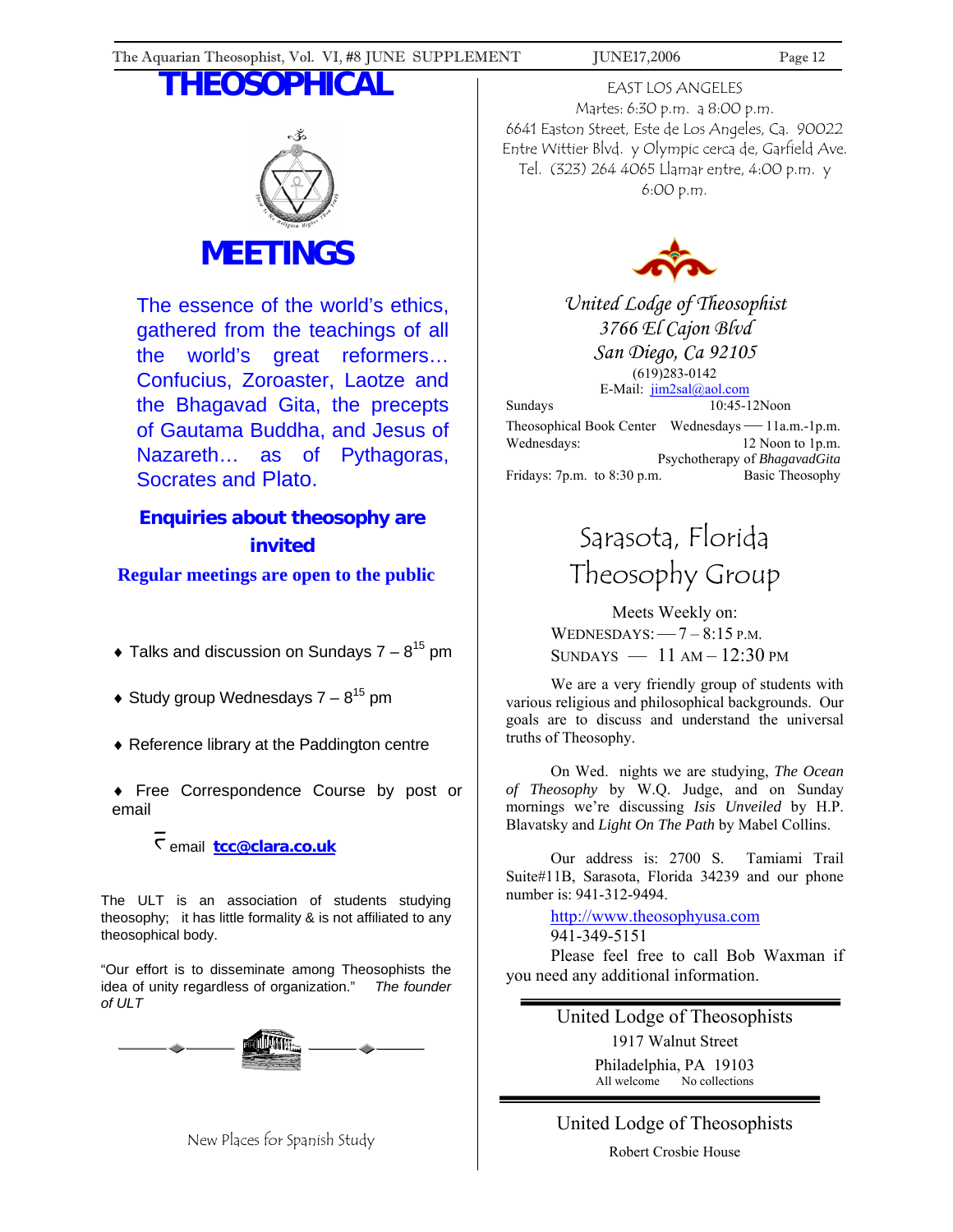# THEOSOPHICAL

# MEETINGS

The essence of the world's ethics, gathered from the teachings of all the world's great reformers… Confucius, Zoroaster, Laotze and the Bhagavad Gita, the precepts of Gautama Buddha, and Jesus of Nazareth… as of Pythagoras, Socrates and Plato.

**Enquiries about theosophy are invited**

**Regular meetings are open to the public**

- Talks and discussion on Sundays 7 – 8[15] pm
- Study group Wednesdays 7 – 8[15] pm
- Reference library at the Paddington centre
- Free Correspondence Course by post or email

email **tcc@clara.co.uk**

The ULT is an association of students studying theosophy; it has little formality & is not affiliated to any theosophical body.

"Our effort is to disseminate among Theosophists the idea of unity regardless of organization." *The founder of ULT*

New Places for Spanish Study

EAST LOS ANGELES
Martes: 6:30 p.m. a 8:00 p.m.
6641 Easton Street, Este de Los Angeles, Ca. 90022
Entre Wittier Blvd. y Olympic cerca de, Garfield Ave.
Tel. (323) 264 4065 Llamar entre, 4:00 p.m. y 6:00 p.m.

*United Lodge of Theosophist*
*3766 El Cajon Blvd*
*San Diego, Ca 92105*
(619)283-0142
E-Mail: jim2sal@aol.com

Sundays 10:45-12Noon
Theosophical Book Center Wednesdays — 11a.m.-1p.m.
Wednesdays: 12 Noon to 1p.m. Psychotherapy of *BhagavadGita*
Fridays: 7p.m. to 8:30 p.m. Basic Theosophy

## Sarasota, Florida Theosophy Group

Meets Weekly on:
WEDNESDAYS: — 7 – 8:15 P.M.
SUNDAYS — 11 AM – 12:30 PM

We are a very friendly group of students with various religious and philosophical backgrounds. Our goals are to discuss and understand the universal truths of Theosophy.

On Wed. nights we are studying, *The Ocean of Theosophy* by W.Q. Judge, and on Sunday mornings we're discussing *Isis Unveiled* by H.P. Blavatsky and *Light On The Path* by Mabel Collins.

Our address is: 2700 S. Tamiami Trail Suite#11B, Sarasota, Florida 34239 and our phone number is: 941-312-9494.

http://www.theosophyusa.com
941-349-5151

Please feel free to call Bob Waxman if you need any additional information.

United Lodge of Theosophists
1917 Walnut Street
Philadelphia, PA 19103
All welcome No collections

United Lodge of Theosophists
Robert Crosbie House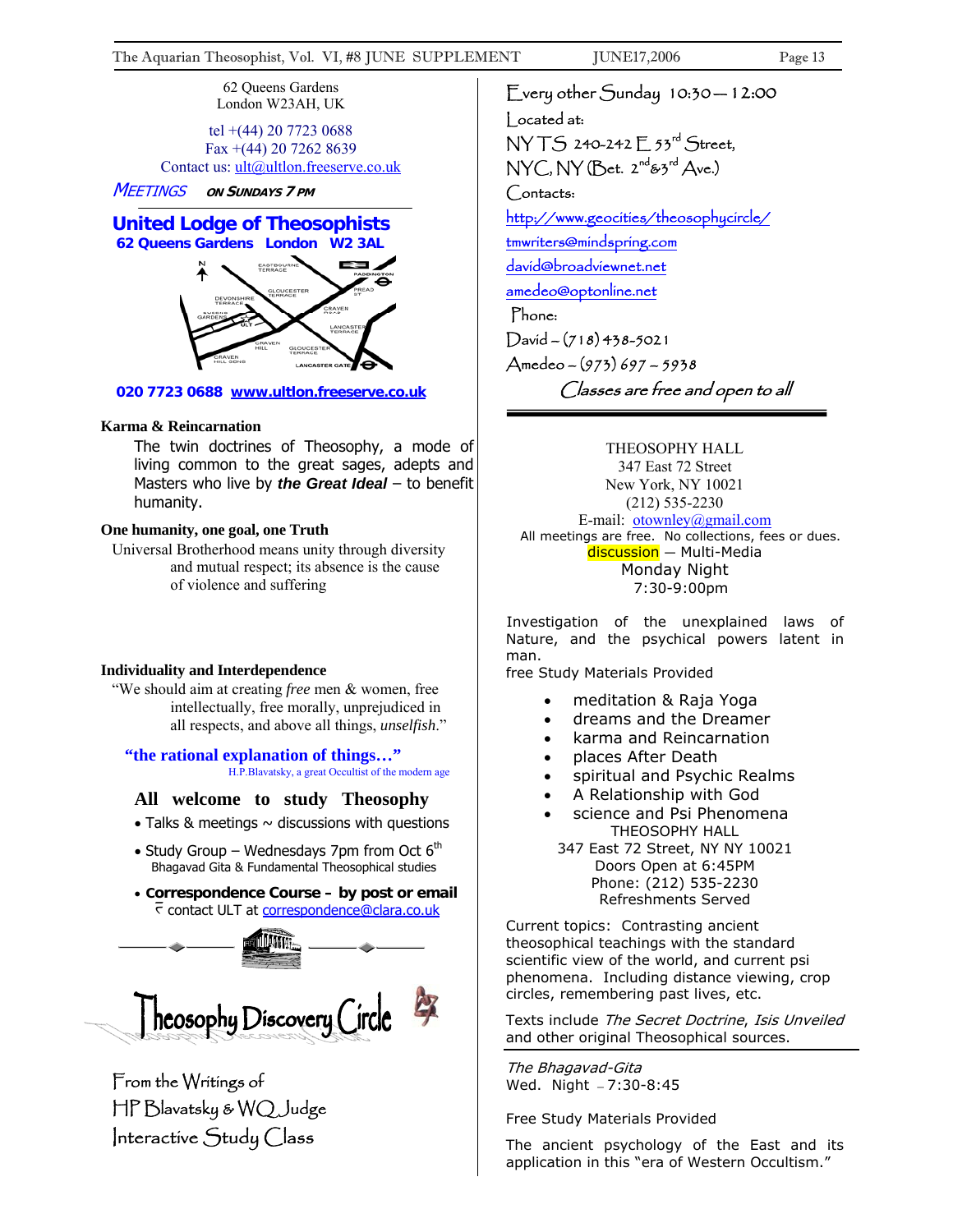62 Queens Gardens
London W23AH, UK

tel +(44) 20 7723 0688
Fax +(44) 20 7262 8639
Contact us: ult@ultlon.freeserve.co.uk

*MEETINGS* **ON SUNDAYS 7 PM**

## United Lodge of Theosophists

**62 Queens Gardens London W2 3AL**

**020 7723 0688 www.ultlon.freeserve.co.uk**

**Karma & Reincarnation**

The twin doctrines of Theosophy, a mode of living common to the great sages, adepts and Masters who live by ***the Great Ideal*** – to benefit humanity.

**One humanity, one goal, one Truth**

Universal Brotherhood means unity through diversity and mutual respect; its absence is the cause of violence and suffering

**Individuality and Interdependence**

"We should aim at creating *free* men & women, free intellectually, free morally, unprejudiced in all respects, and above all things, *unselfish*."

**"the rational explanation of things…"**
H.P.Blavatsky, a great Occultist of the modern age

**All welcome to study Theosophy**

- Talks & meetings ~ discussions with questions
- Study Group – Wednesdays 7pm from Oct 6th
  Bhagavad Gita & Fundamental Theosophical studies
- **Correspondence Course – by post or email**
  contact ULT at correspondence@clara.co.uk

## Theosophy Discovery Circle

From the Writings of
HP Blavatsky & WQ Judge
Interactive Study Class

Every other Sunday 10:30 – 12:00
Located at:
NYTS 240-242 E 53rd Street,
NYC, NY (Bet. 2nd&3rd Ave.)
Contacts:
http://www.geocities/theosophycircle/
tmwriters@mindspring.com
david@broadviewnet.net
amedeo@optonline.net
Phone:
David – (718) 438-5021
Amedeo – (973) 697 – 5938

*Classes are free and open to all*

---

THEOSOPHY HALL
347 East 72 Street
New York, NY 10021
(212) 535-2230
E-mail: otownley@gmail.com
All meetings are free. No collections, fees or dues.
discussion – Multi-Media
Monday Night
7:30-9:00pm

Investigation of the unexplained laws of Nature, and the psychical powers latent in man.
free Study Materials Provided

- meditation & Raja Yoga
- dreams and the Dreamer
- karma and Reincarnation
- places After Death
- spiritual and Psychic Realms
- A Relationship with God
- science and Psi Phenomena

THEOSOPHY HALL
347 East 72 Street, NY NY 10021
Doors Open at 6:45PM
Phone: (212) 535-2230
Refreshments Served

Current topics: Contrasting ancient theosophical teachings with the standard scientific view of the world, and current psi phenomena. Including distance viewing, crop circles, remembering past lives, etc.

Texts include *The Secret Doctrine*, *Isis Unveiled* and other original Theosophical sources.

*The Bhagavad-Gita*
Wed. Night – 7:30-8:45

Free Study Materials Provided

The ancient psychology of the East and its application in this "era of Western Occultism."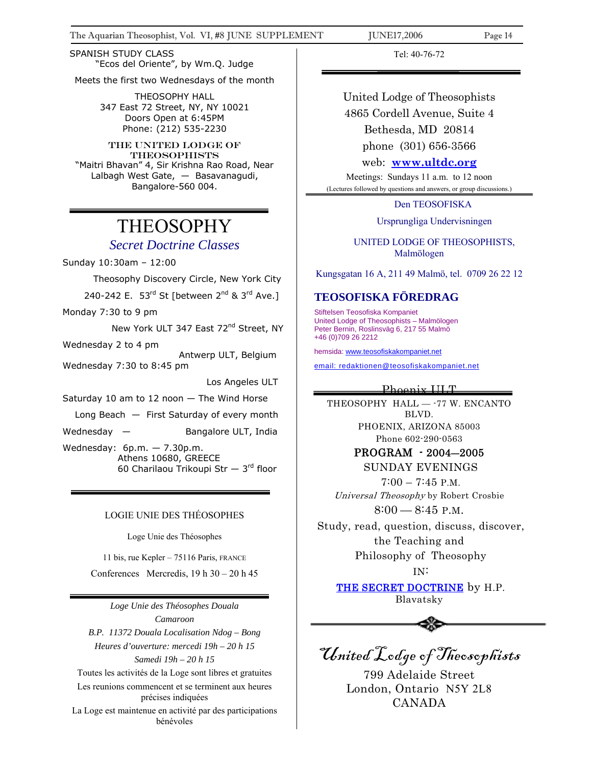SPANISH STUDY CLASS
"Ecos del Oriente", by Wm.Q. Judge

Meets the first two Wednesdays of the month

THEOSOPHY HALL
347 East 72 Street, NY, NY 10021
Doors Open at 6:45PM
Phone: (212) 535-2230

**THE UNITED LODGE OF THEOSOPHISTS**
"Maitri Bhavan" 4, Sir Krishna Rao Road, Near Lalbagh West Gate, — Basavanagudi, Bangalore-560 004.

---

# THEOSOPHY

## *Secret Doctrine Classes*

Sunday 10:30am – 12:00
Theosophy Discovery Circle, New York City
240-242 E. 53rd St [between 2nd & 3rd Ave.]

Monday 7:30 to 9 pm
New York ULT 347 East 72nd Street, NY

Wednesday 2 to 4 pm
Antwerp ULT, Belgium

Wednesday 7:30 to 8:45 pm
Los Angeles ULT

Saturday 10 am to 12 noon — The Wind Horse
Long Beach — First Saturday of every month

Wednesday — Bangalore ULT, India

Wednesday: 6p.m. — 7.30p.m.
Athens 10680, GREECE
60 Charilaou Trikoupi Str — 3rd floor

---

LOGIE UNIE DES THÉOSOPHES

Loge Unie des Théosophes

11 bis, rue Kepler – 75116 Paris, FRANCE

Conferences Mercredis, 19 h 30 – 20 h 45

---

*Loge Unie des Théosophes Douala*
*Camaroon*
*B.P. 11372 Douala Localisation Ndog – Bong*
*Heures d'ouverture: mercedi 19h – 20 h 15*
*Samedi 19h – 20 h 15*

Toutes les activités de la Loge sont libres et gratuites

Les reunions commencent et se terminent aux heures précises indiquées

La Loge est maintenue en activité par des participations bénévoles

Tel: 40-76-72

---

United Lodge of Theosophists
4865 Cordell Avenue, Suite 4
Bethesda, MD 20814
phone (301) 656-3566
web: **www.ultdc.org**

Meetings: Sundays 11 a.m. to 12 noon
(Lectures followed by questions and answers, or group discussions.)

---

Den TEOSOFISKA

Ursprungliga Undervisningen

UNITED LODGE OF THEOSOPHISTS, Malmölogen

Kungsgatan 16 A, 211 49 Malmö, tel. 0709 26 22 12

## TEOSOFISKA FÖREDRAG

Stiftelsen Teosofiska Kompaniet
United Lodge of Theosophists – Malmölogen
Peter Bernin, Roslinsväg 6, 217 55 Malmö
+46 (0)709 26 2212

hemsida: www.teosofiskakompaniet.net

email: redaktionen@teosofiskakompaniet.net

---

Phoenix ULT

THEOSOPHY HALL — -77 W. ENCANTO BLVD.
PHOENIX, ARIZONA 85003
Phone 602-290-0563

**PROGRAM - 2004—2005**

SUNDAY EVENINGS

7:00 – 7:45 P.M.
*Universal Theosophy* by Robert Crosbie

8:00 — 8:45 P.M.
Study, read, question, discuss, discover, the Teaching and Philosophy of Theosophy IN:

THE SECRET DOCTRINE by H.P. Blavatsky

---

*United Lodge of Theosophists*

799 Adelaide Street
London, Ontario N5Y 2L8
CANADA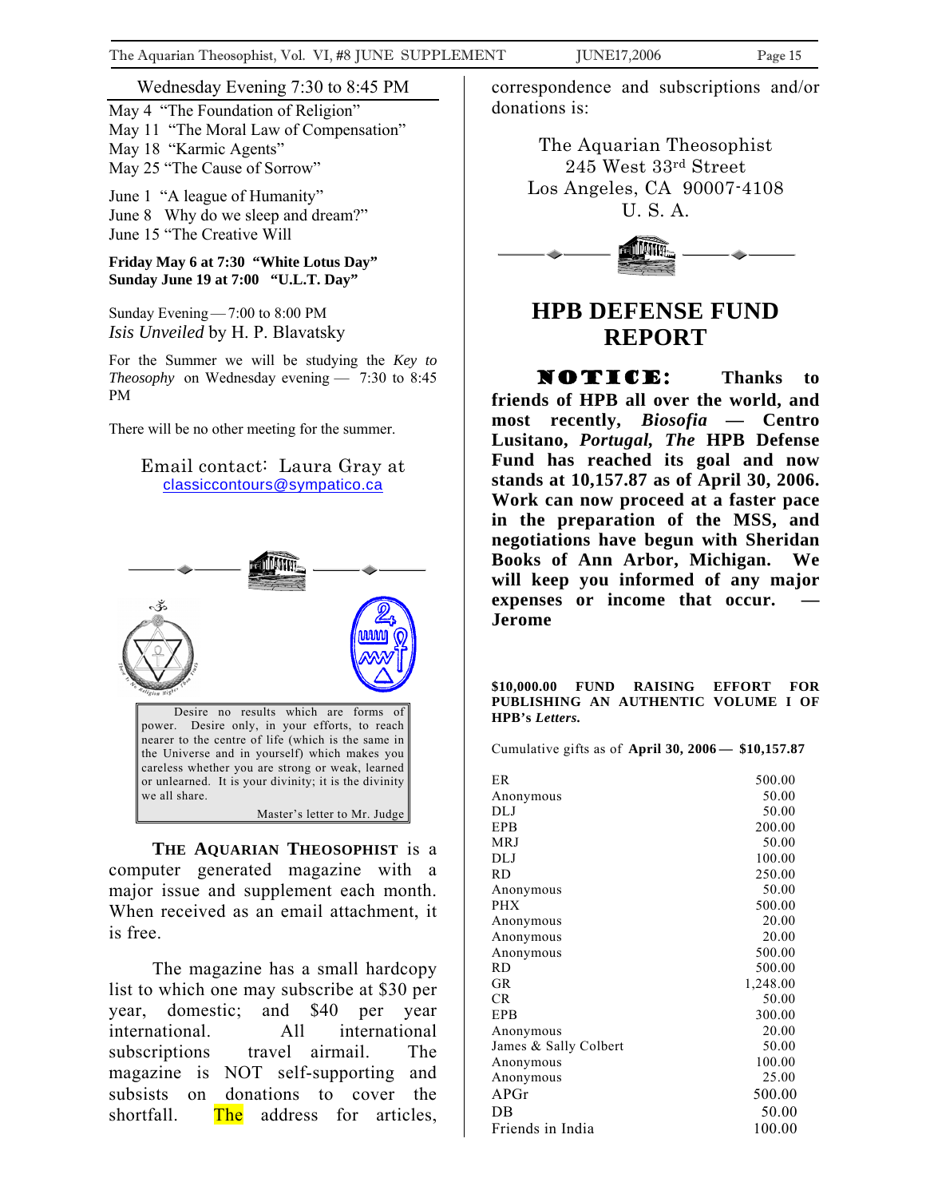Wednesday Evening 7:30 to 8:45 PM

May 4 "The Foundation of Religion"
May 11 "The Moral Law of Compensation"
May 18 "Karmic Agents"
May 25 "The Cause of Sorrow"

June 1 "A league of Humanity"
June 8 Why do we sleep and dream?"
June 15 "The Creative Will

**Friday May 6 at 7:30 "White Lotus Day"**
**Sunday June 19 at 7:00 "U.L.T. Day"**

Sunday Evening — 7:00 to 8:00 PM
*Isis Unveiled* by H. P. Blavatsky

For the Summer we will be studying the *Key to Theosophy* on Wednesday evening — 7:30 to 8:45 PM

There will be no other meeting for the summer.

Email contact: Laura Gray at
classiccontours@sympatico.ca

> Desire no results which are forms of power. Desire only, in your efforts, to reach nearer to the centre of life (which is the same in the Universe and in yourself) which makes you careless whether you are strong or weak, learned or unlearned. It is your divinity; it is the divinity we all share.
>
> Master's letter to Mr. Judge

**THE AQUARIAN THEOSOPHIST** is a computer generated magazine with a major issue and supplement each month. When received as an email attachment, it is free.

The magazine has a small hardcopy list to which one may subscribe at $30 per year, domestic; and $40 per year international. All international subscriptions travel airmail. The magazine is NOT self-supporting and subsists on donations to cover the shortfall. The address for articles, correspondence and subscriptions and/or donations is:

The Aquarian Theosophist
245 West 33rd Street
Los Angeles, CA 90007-4108
U. S. A.

# HPB DEFENSE FUND REPORT

**NOTICE: Thanks to friends of HPB all over the world, and most recently, *Biosofia* — Centro Lusitano, *Portugal, The* HPB Defense Fund has reached its goal and now stands at 10,157.87 as of April 30, 2006. Work can now proceed at a faster pace in the preparation of the MSS, and negotiations have begun with Sheridan Books of Ann Arbor, Michigan. We will keep you informed of any major expenses or income that occur. — Jerome**

**$10,000.00 FUND RAISING EFFORT FOR PUBLISHING AN AUTHENTIC VOLUME I OF HPB's *Letters.***

Cumulative gifts as of **April 30, 2006 — $10,157.87**

| | |
|---|---|
| ER | 500.00 |
| Anonymous | 50.00 |
| DLJ | 50.00 |
| EPB | 200.00 |
| MRJ | 50.00 |
| DLJ | 100.00 |
| RD | 250.00 |
| Anonymous | 50.00 |
| PHX | 500.00 |
| Anonymous | 20.00 |
| Anonymous | 20.00 |
| Anonymous | 500.00 |
| RD | 500.00 |
| GR | 1,248.00 |
| CR | 50.00 |
| EPB | 300.00 |
| Anonymous | 20.00 |
| James & Sally Colbert | 50.00 |
| Anonymous | 100.00 |
| Anonymous | 25.00 |
| APGr | 500.00 |
| DB | 50.00 |
| Friends in India | 100.00 |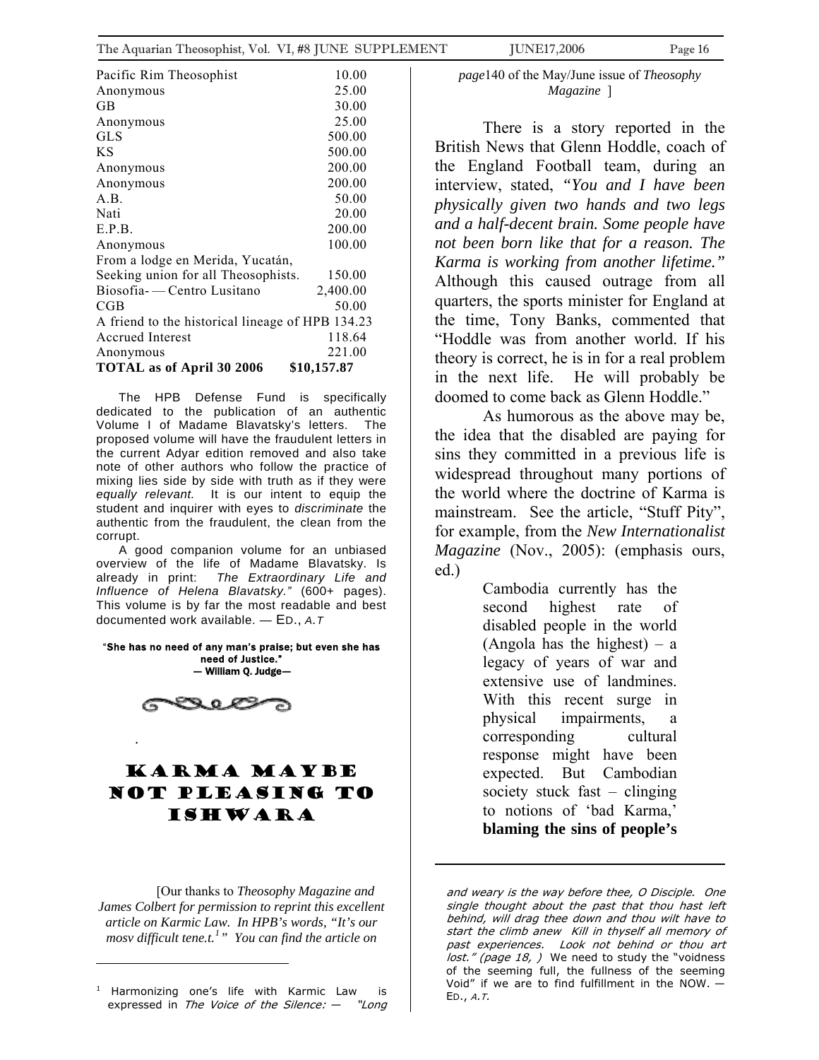| | |
|---|---|
| Pacific Rim Theosophist | 10.00 |
| Anonymous | 25.00 |
| GB | 30.00 |
| Anonymous | 25.00 |
| GLS | 500.00 |
| KS | 500.00 |
| Anonymous | 200.00 |
| Anonymous | 200.00 |
| A.B. | 50.00 |
| Nati | 20.00 |
| E.P.B. | 200.00 |
| Anonymous | 100.00 |
| From a lodge en Merida, Yucatán, Seeking union for all Theosophists. | 150.00 |
| Biosofia- — Centro Lusitano | 2,400.00 |
| CGB | 50.00 |
| A friend to the historical lineage of HPB | 134.23 |
| Accrued Interest | 118.64 |
| Anonymous | 221.00 |
| **TOTAL as of April 30 2006** | **$10,157.87** |

The HPB Defense Fund is specifically dedicated to the publication of an authentic Volume I of Madame Blavatsky's letters. The proposed volume will have the fraudulent letters in the current Adyar edition removed and also take note of other authors who follow the practice of mixing lies side by side with truth as if they were *equally relevant.* It is our intent to equip the student and inquirer with eyes to *discriminate* the authentic from the fraudulent, the clean from the corrupt.

A good companion volume for an unbiased overview of the life of Madame Blavatsky. Is already in print: *The Extraordinary Life and Influence of Helena Blavatsky."* (600+ pages). This volume is by far the most readable and best documented work available. — ED., *A.T*

**"She has no need of any man's praise; but even she has need of Justice."**
**— William Q. Judge—**

# KARMA MAYBE NOT PLEASING TO ISHWARA

[Our thanks to *Theosophy Magazine and James Colbert for permission to reprint this excellent article on Karmic Law. In HPB's words, "It's our mosv difficult tene.t.*[1]*" You can find the article on page*140 of the May/June issue of *Theosophy Magazine* ]

There is a story reported in the British News that Glenn Hoddle, coach of the England Football team, during an interview, stated, ***"You and I have been physically given two hands and two legs and a half-decent brain. Some people have not been born like that for a reason. The Karma is working from another lifetime."*** Although this caused outrage from all quarters, the sports minister for England at the time, Tony Banks, commented that "Hoddle was from another world. If his theory is correct, he is in for a real problem in the next life. He will probably be doomed to come back as Glenn Hoddle."

As humorous as the above may be, the idea that the disabled are paying for sins they committed in a previous life is widespread throughout many portions of the world where the doctrine of Karma is mainstream. See the article, "Stuff Pity", for example, from the *New Internationalist Magazine* (Nov., 2005): (emphasis ours, ed.)

> Cambodia currently has the second highest rate of disabled people in the world (Angola has the highest) – a legacy of years of war and extensive use of landmines. With this recent surge in physical impairments, a corresponding cultural response might have been expected. But Cambodian society stuck fast – clinging to notions of 'bad Karma,' **blaming the sins of people's**

---

[1] Harmonizing one's life with Karmic Law is expressed in *The Voice of the Silence: — "Long and weary is the way before thee, O Disciple. One single thought about the past that thou hast left behind, will drag thee down and thou wilt have to start the climb anew Kill in thyself all memory of past experiences. Look not behind or thou art lost." (page 18, )* We need to study the "voidness of the seeming full, the fullness of the seeming Void" if we are to find fulfillment in the NOW. — ED., *A.T.*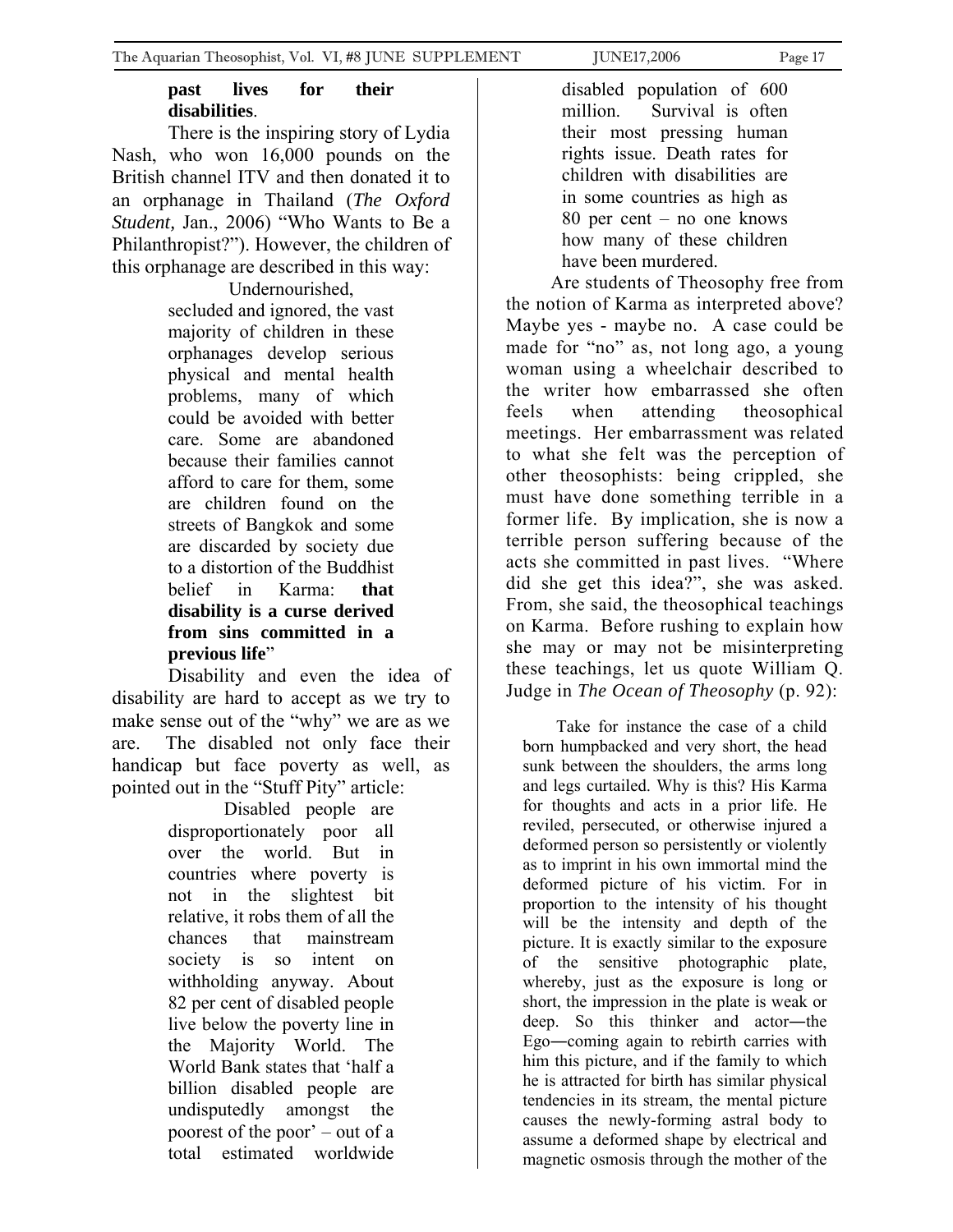**past lives for their disabilities**.

There is the inspiring story of Lydia Nash, who won 16,000 pounds on the British channel ITV and then donated it to an orphanage in Thailand (*The Oxford Student,* Jan., 2006) "Who Wants to Be a Philanthropist?"). However, the children of this orphanage are described in this way:

> Undernourished, secluded and ignored, the vast majority of children in these orphanages develop serious physical and mental health problems, many of which could be avoided with better care. Some are abandoned because their families cannot afford to care for them, some are children found on the streets of Bangkok and some are discarded by society due to a distortion of the Buddhist belief in Karma: **that disability is a curse derived from sins committed in a previous life**"

Disability and even the idea of disability are hard to accept as we try to make sense out of the "why" we are as we are. The disabled not only face their handicap but face poverty as well, as pointed out in the "Stuff Pity" article:

> Disabled people are disproportionately poor all over the world. But in countries where poverty is not in the slightest bit relative, it robs them of all the chances that mainstream society is so intent on withholding anyway. About 82 per cent of disabled people live below the poverty line in the Majority World. The World Bank states that 'half a billion disabled people are undisputedly amongst the poorest of the poor' – out of a total estimated worldwide disabled population of 600 million. Survival is often their most pressing human rights issue. Death rates for children with disabilities are in some countries as high as 80 per cent – no one knows how many of these children have been murdered.

Are students of Theosophy free from the notion of Karma as interpreted above? Maybe yes - maybe no. A case could be made for "no" as, not long ago, a young woman using a wheelchair described to the writer how embarrassed she often feels when attending theosophical meetings. Her embarrassment was related to what she felt was the perception of other theosophists: being crippled, she must have done something terrible in a former life. By implication, she is now a terrible person suffering because of the acts she committed in past lives. "Where did she get this idea?", she was asked. From, she said, the theosophical teachings on Karma. Before rushing to explain how she may or may not be misinterpreting these teachings, let us quote William Q. Judge in *The Ocean of Theosophy* (p. 92):

> Take for instance the case of a child born humpbacked and very short, the head sunk between the shoulders, the arms long and legs curtailed. Why is this? His Karma for thoughts and acts in a prior life. He reviled, persecuted, or otherwise injured a deformed person so persistently or violently as to imprint in his own immortal mind the deformed picture of his victim. For in proportion to the intensity of his thought will be the intensity and depth of the picture. It is exactly similar to the exposure of the sensitive photographic plate, whereby, just as the exposure is long or short, the impression in the plate is weak or deep. So this thinker and actor―the Ego―coming again to rebirth carries with him this picture, and if the family to which he is attracted for birth has similar physical tendencies in its stream, the mental picture causes the newly-forming astral body to assume a deformed shape by electrical and magnetic osmosis through the mother of the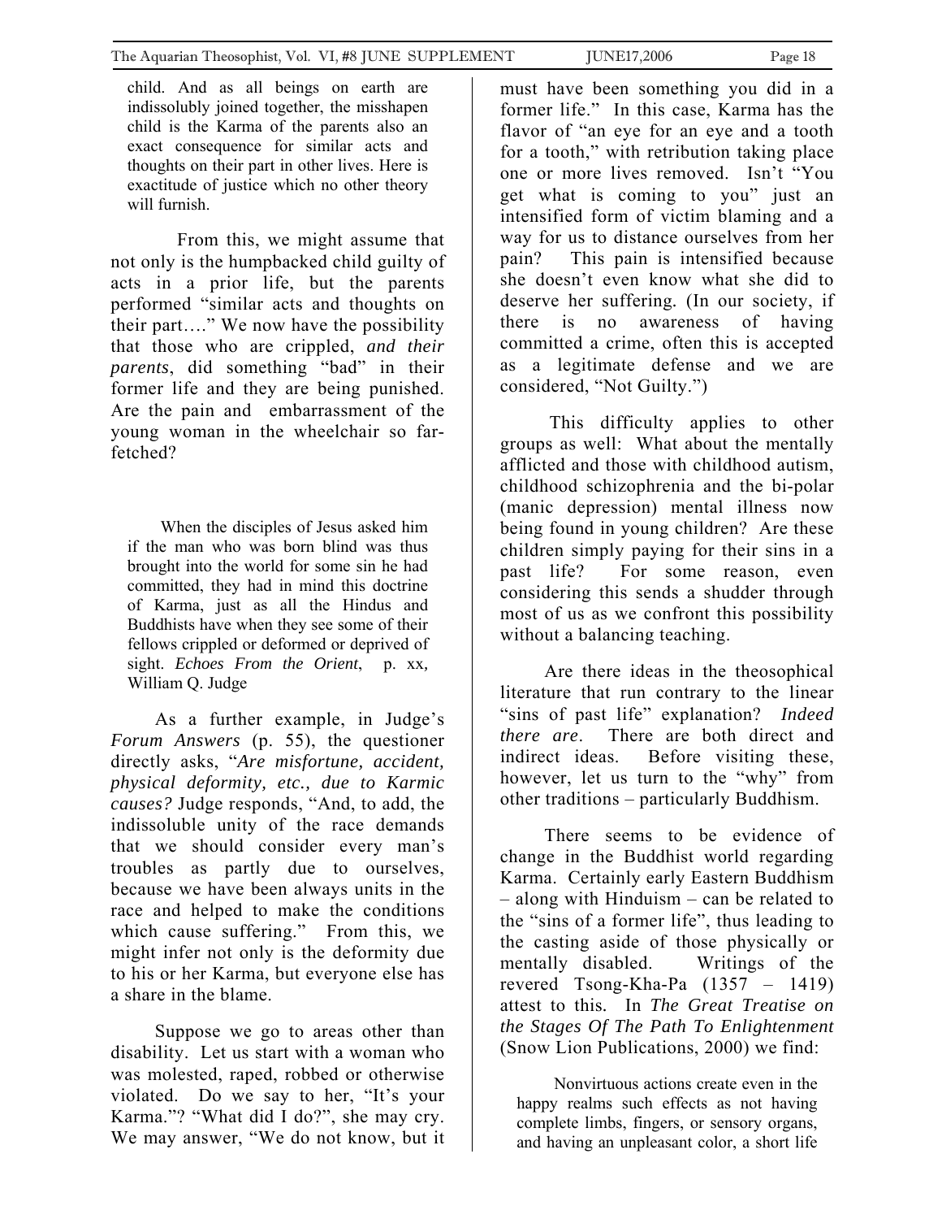> child. And as all beings on earth are indissolubly joined together, the misshapen child is the Karma of the parents also an exact consequence for similar acts and thoughts on their part in other lives. Here is exactitude of justice which no other theory will furnish.

From this, we might assume that not only is the humpbacked child guilty of acts in a prior life, but the parents performed "similar acts and thoughts on their part…." We now have the possibility that those who are crippled, *and their parents*, did something "bad" in their former life and they are being punished. Are the pain and embarrassment of the young woman in the wheelchair so far-fetched?

> When the disciples of Jesus asked him if the man who was born blind was thus brought into the world for some sin he had committed, they had in mind this doctrine of Karma, just as all the Hindus and Buddhists have when they see some of their fellows crippled or deformed or deprived of sight. *Echoes From the Orient*, p. xx, William Q. Judge

As a further example, in Judge's *Forum Answers* (p. 55), the questioner directly asks, "*Are misfortune, accident, physical deformity, etc., due to Karmic causes?* Judge responds, "And, to add, the indissoluble unity of the race demands that we should consider every man's troubles as partly due to ourselves, because we have been always units in the race and helped to make the conditions which cause suffering." From this, we might infer not only is the deformity due to his or her Karma, but everyone else has a share in the blame.

Suppose we go to areas other than disability. Let us start with a woman who was molested, raped, robbed or otherwise violated. Do we say to her, "It's your Karma."? "What did I do?", she may cry. We may answer, "We do not know, but it must have been something you did in a former life." In this case, Karma has the flavor of "an eye for an eye and a tooth for a tooth," with retribution taking place one or more lives removed. Isn't "You get what is coming to you" just an intensified form of victim blaming and a way for us to distance ourselves from her pain? This pain is intensified because she doesn't even know what she did to deserve her suffering. (In our society, if there is no awareness of having committed a crime, often this is accepted as a legitimate defense and we are considered, "Not Guilty.")

This difficulty applies to other groups as well: What about the mentally afflicted and those with childhood autism, childhood schizophrenia and the bi-polar (manic depression) mental illness now being found in young children? Are these children simply paying for their sins in a past life? For some reason, even considering this sends a shudder through most of us as we confront this possibility without a balancing teaching.

Are there ideas in the theosophical literature that run contrary to the linear "sins of past life" explanation? *Indeed there are*. There are both direct and indirect ideas. Before visiting these, however, let us turn to the "why" from other traditions – particularly Buddhism.

There seems to be evidence of change in the Buddhist world regarding Karma. Certainly early Eastern Buddhism – along with Hinduism – can be related to the "sins of a former life", thus leading to the casting aside of those physically or mentally disabled. Writings of the revered Tsong-Kha-Pa (1357 – 1419) attest to this. In *The Great Treatise on the Stages Of The Path To Enlightenment* (Snow Lion Publications, 2000) we find:

> Nonvirtuous actions create even in the happy realms such effects as not having complete limbs, fingers, or sensory organs, and having an unpleasant color, a short life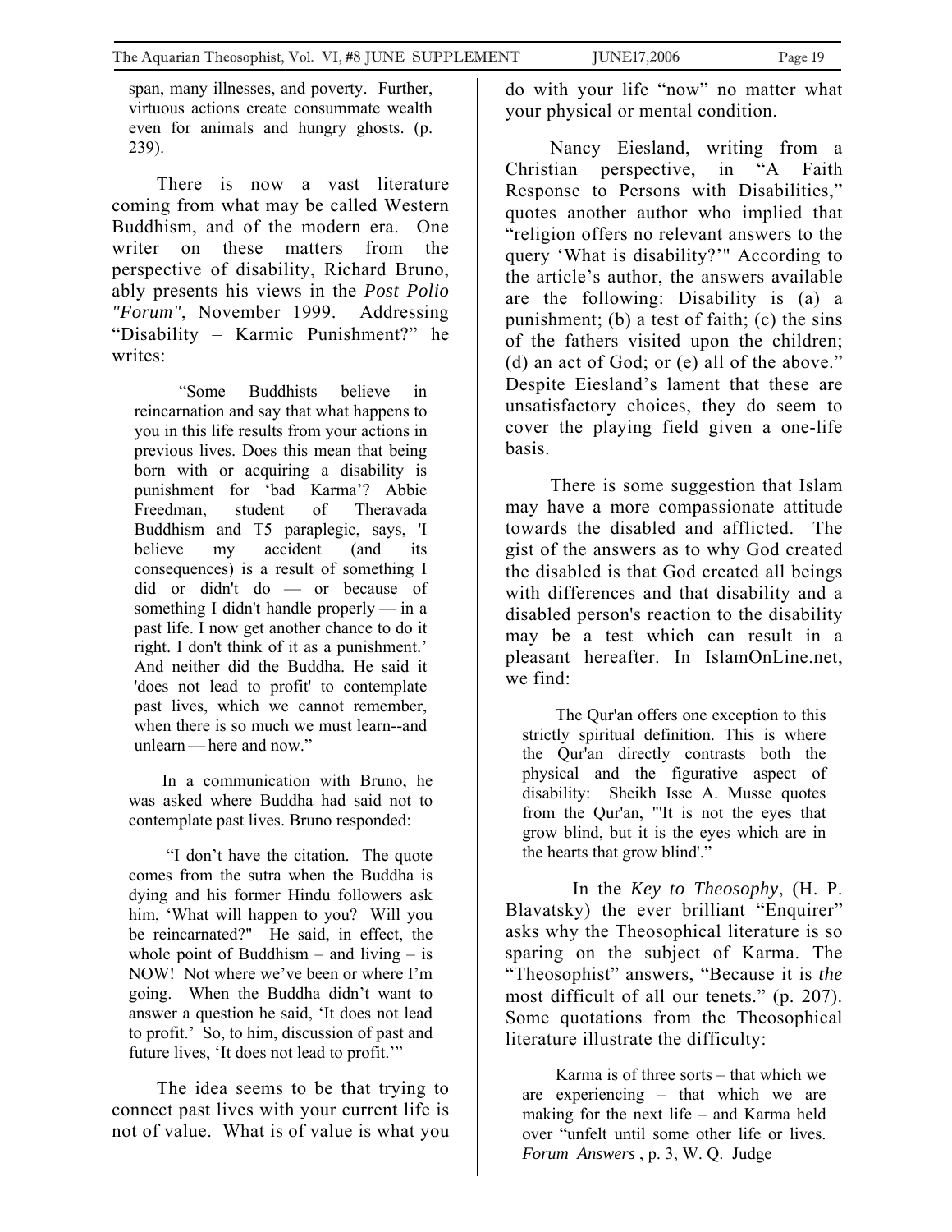span, many illnesses, and poverty. Further, virtuous actions create consummate wealth even for animals and hungry ghosts. (p. 239).

There is now a vast literature coming from what may be called Western Buddhism, and of the modern era. One writer on these matters from the perspective of disability, Richard Bruno, ably presents his views in the *Post Polio "Forum"*, November 1999. Addressing "Disability – Karmic Punishment?" he writes:

> "Some Buddhists believe in reincarnation and say that what happens to you in this life results from your actions in previous lives. Does this mean that being born with or acquiring a disability is punishment for 'bad Karma'? Abbie Freedman, student of Theravada Buddhism and T5 paraplegic, says, 'I believe my accident (and its consequences) is a result of something I did or didn't do — or because of something I didn't handle properly — in a past life. I now get another chance to do it right. I don't think of it as a punishment.' And neither did the Buddha. He said it 'does not lead to profit' to contemplate past lives, which we cannot remember, when there is so much we must learn--and unlearn — here and now."

In a communication with Bruno, he was asked where Buddha had said not to contemplate past lives. Bruno responded:

> "I don't have the citation. The quote comes from the sutra when the Buddha is dying and his former Hindu followers ask him, 'What will happen to you? Will you be reincarnated?" He said, in effect, the whole point of Buddhism – and living – is NOW! Not where we've been or where I'm going. When the Buddha didn't want to answer a question he said, 'It does not lead to profit.' So, to him, discussion of past and future lives, 'It does not lead to profit.'"

The idea seems to be that trying to connect past lives with your current life is not of value. What is of value is what you do with your life "now" no matter what your physical or mental condition.

Nancy Eiesland, writing from a Christian perspective, in "A Faith Response to Persons with Disabilities," quotes another author who implied that "religion offers no relevant answers to the query 'What is disability?'" According to the article's author, the answers available are the following: Disability is (a) a punishment; (b) a test of faith; (c) the sins of the fathers visited upon the children; (d) an act of God; or (e) all of the above." Despite Eiesland's lament that these are unsatisfactory choices, they do seem to cover the playing field given a one-life basis.

There is some suggestion that Islam may have a more compassionate attitude towards the disabled and afflicted. The gist of the answers as to why God created the disabled is that God created all beings with differences and that disability and a disabled person's reaction to the disability may be a test which can result in a pleasant hereafter. In IslamOnLine.net, we find:

> The Qur'an offers one exception to this strictly spiritual definition. This is where the Qur'an directly contrasts both the physical and the figurative aspect of disability: Sheikh Isse A. Musse quotes from the Qur'an, "'It is not the eyes that grow blind, but it is the eyes which are in the hearts that grow blind'."

In the *Key to Theosophy*, (H. P. Blavatsky) the ever brilliant "Enquirer" asks why the Theosophical literature is so sparing on the subject of Karma. The "Theosophist" answers, "Because it is *the* most difficult of all our tenets." (p. 207). Some quotations from the Theosophical literature illustrate the difficulty:

> Karma is of three sorts – that which we are experiencing – that which we are making for the next life – and Karma held over "unfelt until some other life or lives. *Forum Answers* , p. 3, W. Q. Judge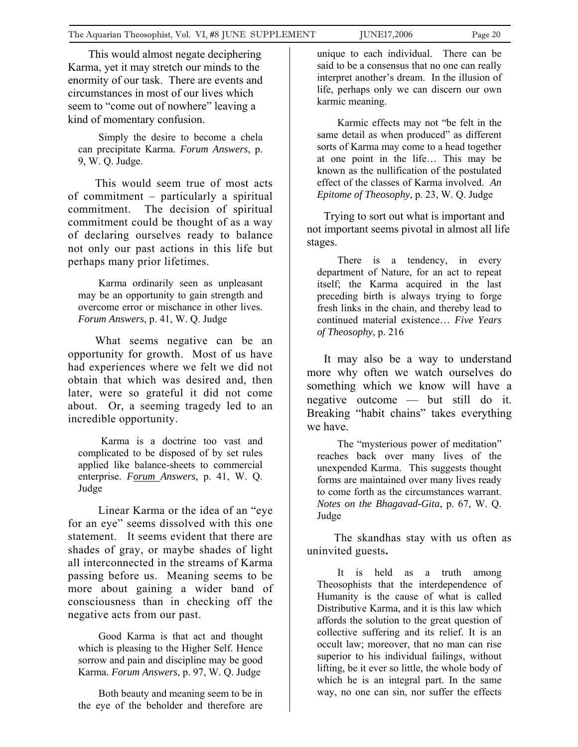This would almost negate deciphering Karma, yet it may stretch our minds to the enormity of our task. There are events and circumstances in most of our lives which seem to "come out of nowhere" leaving a kind of momentary confusion.

> Simply the desire to become a chela can precipitate Karma. *Forum Answers*, p. 9, W. Q. Judge.

This would seem true of most acts of commitment – particularly a spiritual commitment. The decision of spiritual commitment could be thought of as a way of declaring ourselves ready to balance not only our past actions in this life but perhaps many prior lifetimes.

> Karma ordinarily seen as unpleasant may be an opportunity to gain strength and overcome error or mischance in other lives. *Forum Answers*, p. 41, W. Q. Judge

What seems negative can be an opportunity for growth. Most of us have had experiences where we felt we did not obtain that which was desired and, then later, were so grateful it did not come about. Or, a seeming tragedy led to an incredible opportunity.

> Karma is a doctrine too vast and complicated to be disposed of by set rules applied like balance-sheets to commercial enterprise. *Forum Answers,* p. 41, W. Q. Judge

Linear Karma or the idea of an "eye for an eye" seems dissolved with this one statement. It seems evident that there are shades of gray, or maybe shades of light all interconnected in the streams of Karma passing before us. Meaning seems to be more about gaining a wider band of consciousness than in checking off the negative acts from our past.

> Good Karma is that act and thought which is pleasing to the Higher Self. Hence sorrow and pain and discipline may be good Karma. *Forum Answers*, p. 97, W. Q. Judge

> Both beauty and meaning seem to be in the eye of the beholder and therefore are unique to each individual. There can be said to be a consensus that no one can really interpret another's dream. In the illusion of life, perhaps only we can discern our own karmic meaning.

> Karmic effects may not "be felt in the same detail as when produced" as different sorts of Karma may come to a head together at one point in the life… This may be known as the nullification of the postulated effect of the classes of Karma involved. *An Epitome of Theosophy*, p. 23, W. Q. Judge

Trying to sort out what is important and not important seems pivotal in almost all life stages.

> There is a tendency, in every department of Nature, for an act to repeat itself; the Karma acquired in the last preceding birth is always trying to forge fresh links in the chain, and thereby lead to continued material existence… *Five Years of Theosophy*, p. 216

It may also be a way to understand more why often we watch ourselves do something which we know will have a negative outcome — but still do it. Breaking "habit chains" takes everything we have.

> The "mysterious power of meditation" reaches back over many lives of the unexpended Karma. This suggests thought forms are maintained over many lives ready to come forth as the circumstances warrant. *Notes on the Bhagavad-Gita*, p. 67, W. Q. Judge

The skandhas stay with us often as uninvited guests**.**

> It is held as a truth among Theosophists that the interdependence of Humanity is the cause of what is called Distributive Karma, and it is this law which affords the solution to the great question of collective suffering and its relief. It is an occult law; moreover, that no man can rise superior to his individual failings, without lifting, be it ever so little, the whole body of which he is an integral part. In the same way, no one can sin, nor suffer the effects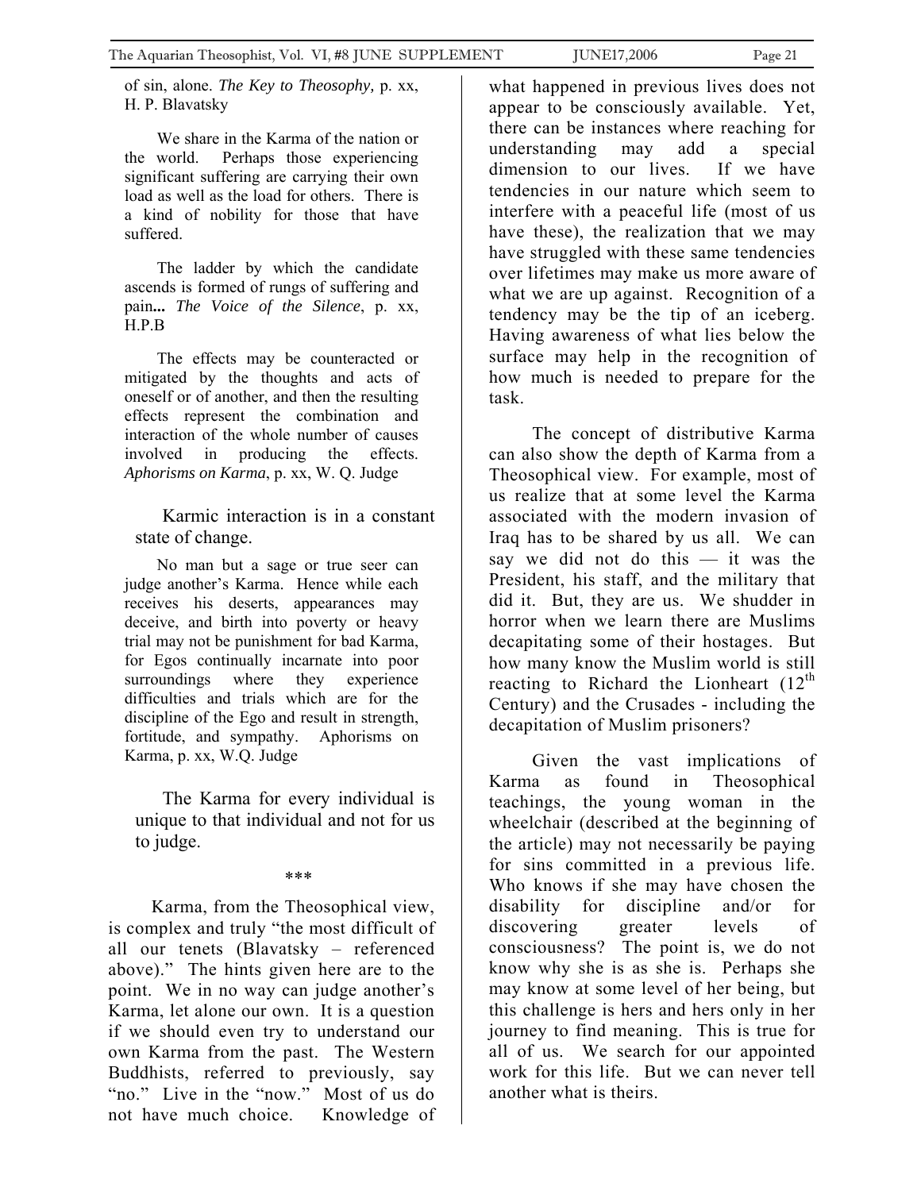of sin, alone. *The Key to Theosophy,* p. xx, H. P. Blavatsky

We share in the Karma of the nation or the world. Perhaps those experiencing significant suffering are carrying their own load as well as the load for others. There is a kind of nobility for those that have suffered.

The ladder by which the candidate ascends is formed of rungs of suffering and pain**...** *The Voice of the Silence*, p. xx, H.P.B

The effects may be counteracted or mitigated by the thoughts and acts of oneself or of another, and then the resulting effects represent the combination and interaction of the whole number of causes involved in producing the effects. *Aphorisms on Karma*, p. xx, W. Q. Judge

Karmic interaction is in a constant state of change.

No man but a sage or true seer can judge another's Karma. Hence while each receives his deserts, appearances may deceive, and birth into poverty or heavy trial may not be punishment for bad Karma, for Egos continually incarnate into poor surroundings where they experience difficulties and trials which are for the discipline of the Ego and result in strength, fortitude, and sympathy. Aphorisms on Karma, p. xx, W.Q. Judge

The Karma for every individual is unique to that individual and not for us to judge.

\*\*\*

Karma, from the Theosophical view, is complex and truly "the most difficult of all our tenets (Blavatsky – referenced above)." The hints given here are to the point. We in no way can judge another's Karma, let alone our own. It is a question if we should even try to understand our own Karma from the past. The Western Buddhists, referred to previously, say "no." Live in the "now." Most of us do not have much choice. Knowledge of what happened in previous lives does not appear to be consciously available. Yet, there can be instances where reaching for understanding may add a special dimension to our lives. If we have tendencies in our nature which seem to interfere with a peaceful life (most of us have these), the realization that we may have struggled with these same tendencies over lifetimes may make us more aware of what we are up against. Recognition of a tendency may be the tip of an iceberg. Having awareness of what lies below the surface may help in the recognition of how much is needed to prepare for the task.

The concept of distributive Karma can also show the depth of Karma from a Theosophical view. For example, most of us realize that at some level the Karma associated with the modern invasion of Iraq has to be shared by us all. We can say we did not do this — it was the President, his staff, and the military that did it. But, they are us. We shudder in horror when we learn there are Muslims decapitating some of their hostages. But how many know the Muslim world is still reacting to Richard the Lionheart (12th Century) and the Crusades - including the decapitation of Muslim prisoners?

Given the vast implications of Karma as found in Theosophical teachings, the young woman in the wheelchair (described at the beginning of the article) may not necessarily be paying for sins committed in a previous life. Who knows if she may have chosen the disability for discipline and/or for discovering greater levels of consciousness? The point is, we do not know why she is as she is. Perhaps she may know at some level of her being, but this challenge is hers and hers only in her journey to find meaning. This is true for all of us. We search for our appointed work for this life. But we can never tell another what is theirs.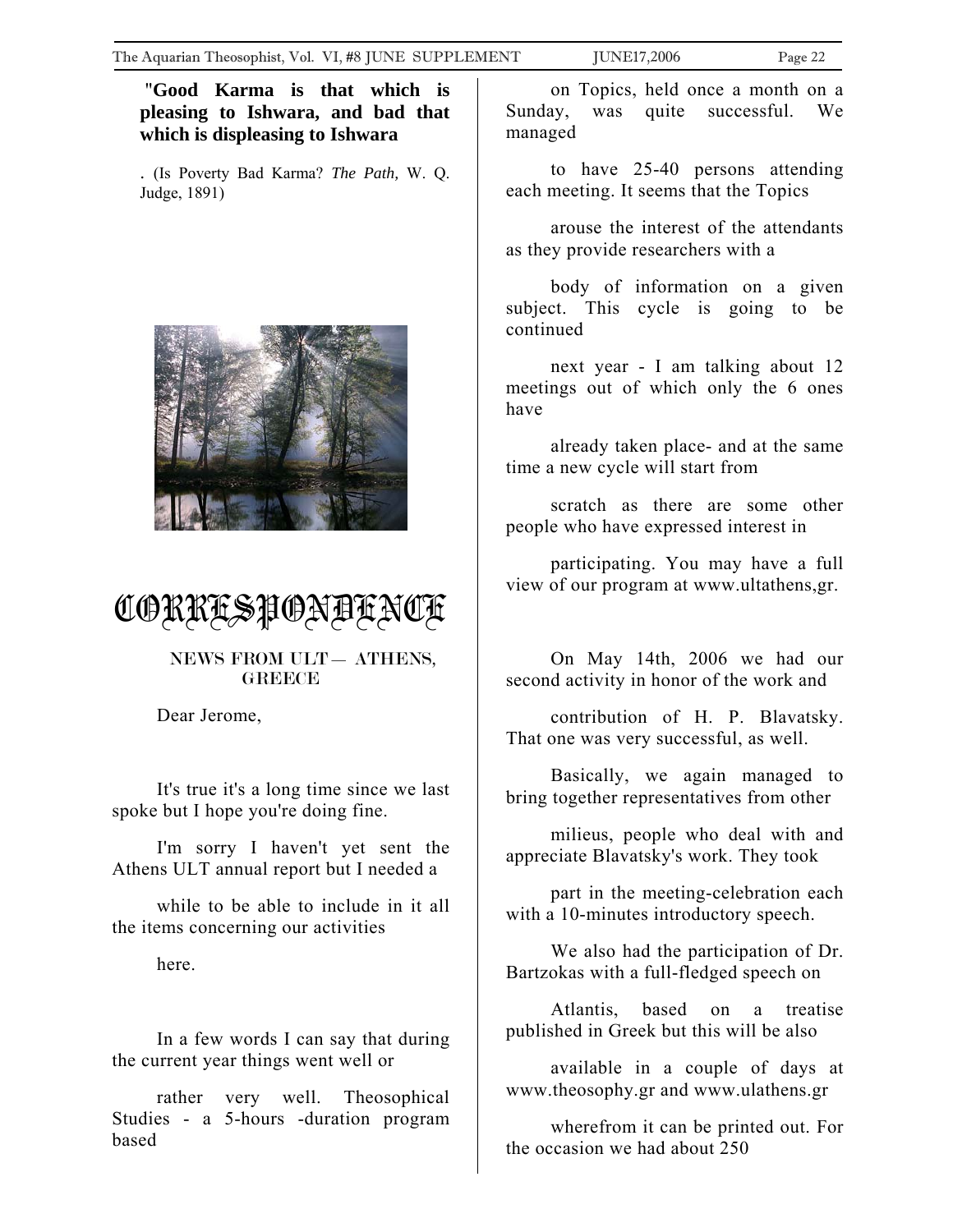**"Good Karma is that which is pleasing to Ishwara, and bad that which is displeasing to Ishwara**

. (Is Poverty Bad Karma? *The Path,* W. Q. Judge, 1891)

# CORRESPONDENCE

NEWS FROM ULT— ATHENS, GREECE

Dear Jerome,

It's true it's a long time since we last spoke but I hope you're doing fine.

I'm sorry I haven't yet sent the Athens ULT annual report but I needed a

while to be able to include in it all the items concerning our activities

here.

In a few words I can say that during the current year things went well or

rather very well. Theosophical Studies - a 5-hours -duration program based

on Topics, held once a month on a Sunday, was quite successful. We managed

to have 25-40 persons attending each meeting. It seems that the Topics

arouse the interest of the attendants as they provide researchers with a

body of information on a given subject. This cycle is going to be continued

next year - I am talking about 12 meetings out of which only the 6 ones have

already taken place- and at the same time a new cycle will start from

scratch as there are some other people who have expressed interest in

participating. You may have a full view of our program at www.ultathens,gr.

On May 14th, 2006 we had our second activity in honor of the work and

contribution of H. P. Blavatsky. That one was very successful, as well.

Basically, we again managed to bring together representatives from other

milieus, people who deal with and appreciate Blavatsky's work. They took

part in the meeting-celebration each with a 10-minutes introductory speech.

We also had the participation of Dr. Bartzokas with a full-fledged speech on

Atlantis, based on a treatise published in Greek but this will be also

available in a couple of days at www.theosophy.gr and www.ulathens.gr

wherefrom it can be printed out. For the occasion we had about 250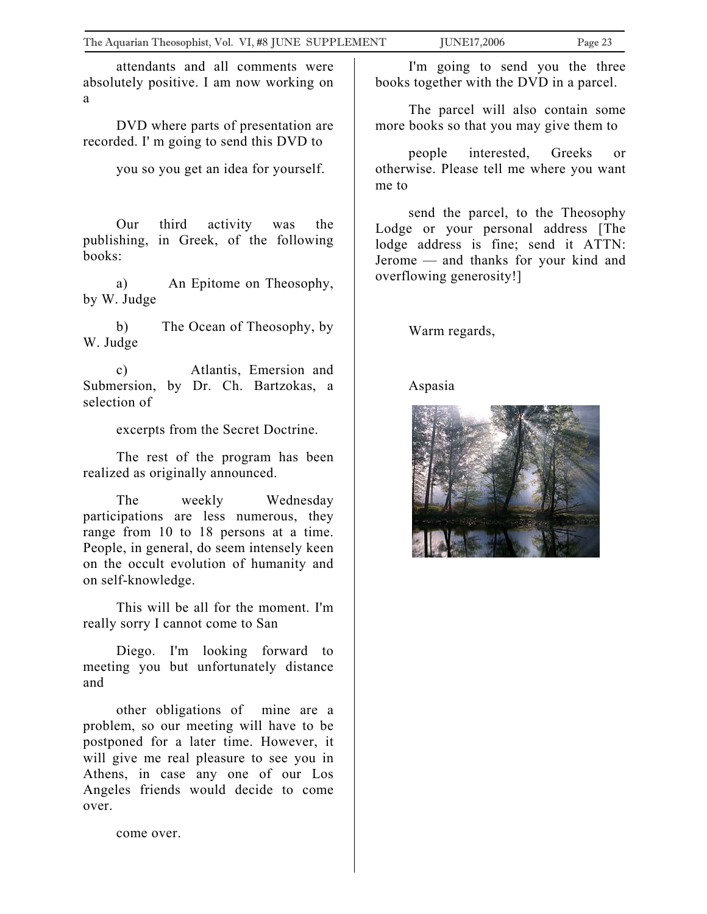attendants and all comments were absolutely positive. I am now working on a

DVD where parts of presentation are recorded. I' m going to send this DVD to

you so you get an idea for yourself.

Our third activity was the publishing, in Greek, of the following books:

a) An Epitome on Theosophy, by W. Judge

b) The Ocean of Theosophy, by W. Judge

c) Atlantis, Emersion and Submersion, by Dr. Ch. Bartzokas, a selection of

excerpts from the Secret Doctrine.

The rest of the program has been realized as originally announced.

The weekly Wednesday participations are less numerous, they range from 10 to 18 persons at a time. People, in general, do seem intensely keen on the occult evolution of humanity and on self-knowledge.

This will be all for the moment. I'm really sorry I cannot come to San

Diego. I'm looking forward to meeting you but unfortunately distance and

other obligations of mine are a problem, so our meeting will have to be postponed for a later time. However, it will give me real pleasure to see you in Athens, in case any one of our Los Angeles friends would decide to come over.

come over.

I'm going to send you the three books together with the DVD in a parcel.

The parcel will also contain some more books so that you may give them to

people interested, Greeks or otherwise. Please tell me where you want me to

send the parcel, to the Theosophy Lodge or your personal address [The lodge address is fine; send it ATTN: Jerome — and thanks for your kind and overflowing generosity!]

Warm regards,

Aspasia